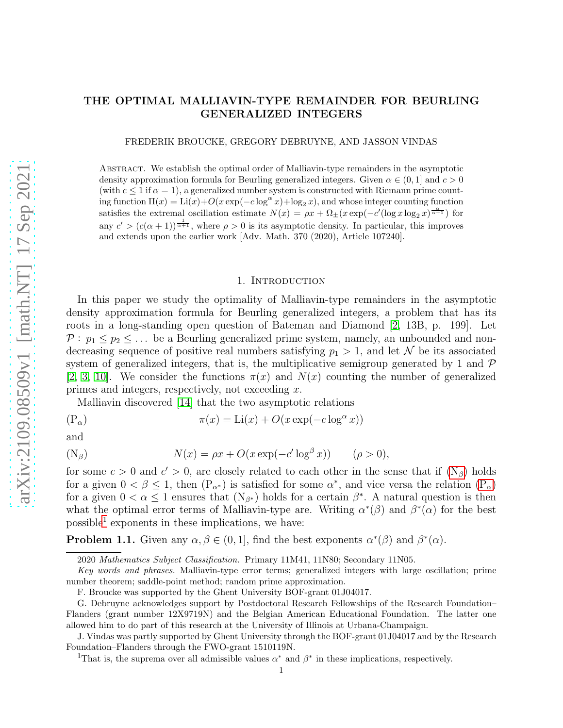# THE OPTIMAL MALLIAVIN-TYPE REMAINDER FOR BEURLING GENERALIZED INTEGERS

FREDERIK BROUCKE, GREGORY DEBRUYNE, AND JASSON VINDAS

Abstract. We establish the optimal order of Malliavin-type remainders in the asymptotic density approximation formula for Beurling generalized integers. Given $\alpha \in (0, 1]$ and $c > 0$ (with $c \le 1$ if $\alpha = 1$), a generalized number system is constructed with Riemann prime counting function $\Pi(x) = \operatorname{Li}(x) + O(x \exp(-c \log^{\alpha} x) + \log_2 x)$, and whose integer counting function satisfies the extremal oscillation estimate $N(x) = \rho x + \Omega_{\pm}(x \exp(-c'(\log x \log_2 x)^{\frac{\alpha}{\alpha+1}})$ for any $c' > (c(\alpha + 1))^{\frac{1}{\alpha+1}}$, where $\rho > 0$ is its asymptotic density. In particular, this improves and extends upon the earlier work [Adv. Math. 370 (2020), Article 107240].

## 1. Introduction

In this paper we study the optimality of Malliavin-type remainders in the asymptotic density approximation formula for Beurling generalized integers, a problem that has its roots in a long-standing open question of Bateman and Diamond [2, 13B, p. 199]. Let $\mathcal{P}: p_1 \le p_2 \le \dots$ be a Beurling generalized prime system, namely, an unbounded and non-decreasing sequence of positive real numbers satisfying $p_1 > 1$, and let $\mathcal{N}$ be its associated system of generalized integers, that is, the multiplicative semigroup generated by 1 and $\mathcal{P}$ [2, 3, 10]. We consider the functions $\pi(x)$ and $N(x)$ counting the number of generalized primes and integers, respectively, not exceeding $x$.

Malliavin discovered [14] that the two asymptotic relations

$$(\mathrm{P}_\alpha) \qquad \pi(x) = \operatorname{Li}(x) + O(x \exp(-c \log^{\alpha} x))$$

and

$$(\mathrm{N}_\beta) \qquad N(x) = \rho x + O(x \exp(-c' \log^{\beta} x)) \qquad (\rho > 0),$$

for some $c > 0$ and $c' > 0$, are closely related to each other in the sense that if ($\mathrm{N}_\beta$) holds for a given $0 < \beta \le 1$, then ($\mathrm{P}_{\alpha^*}$) is satisfied for some $\alpha^*$, and vice versa the relation ($\mathrm{P}_\alpha$) for a given $0 < \alpha \le 1$ ensures that ($\mathrm{N}_{\beta^*}$) holds for a certain $\beta^*$. A natural question is then what the optimal error terms of Malliavin-type are. Writing $\alpha^*(\beta)$ and $\beta^*(\alpha)$ for the best possible[1] exponents in these implications, we have:

**Problem 1.1.** Given any $\alpha, \beta \in (0, 1]$, find the best exponents $\alpha^*(\beta)$ and $\beta^*(\alpha)$.

2020 *Mathematics Subject Classification.* Primary 11M41, 11N80; Secondary 11N05.

*Key words and phrases.* Malliavin-type error terms; generalized integers with large oscillation; prime number theorem; saddle-point method; random prime approximation.

F. Broucke was supported by the Ghent University BOF-grant 01J04017.

G. Debruyne acknowledges support by Postdoctoral Research Fellowships of the Research Foundation–Flanders (grant number 12X9719N) and the Belgian American Educational Foundation. The latter one allowed him to do part of this research at the University of Illinois at Urbana-Champaign.

J. Vindas was partly supported by Ghent University through the BOF-grant 01J04017 and by the Research Foundation–Flanders through the FWO-grant 1510119N.

[1] That is, the suprema over all admissible values $\alpha^*$ and $\beta^*$ in these implications, respectively.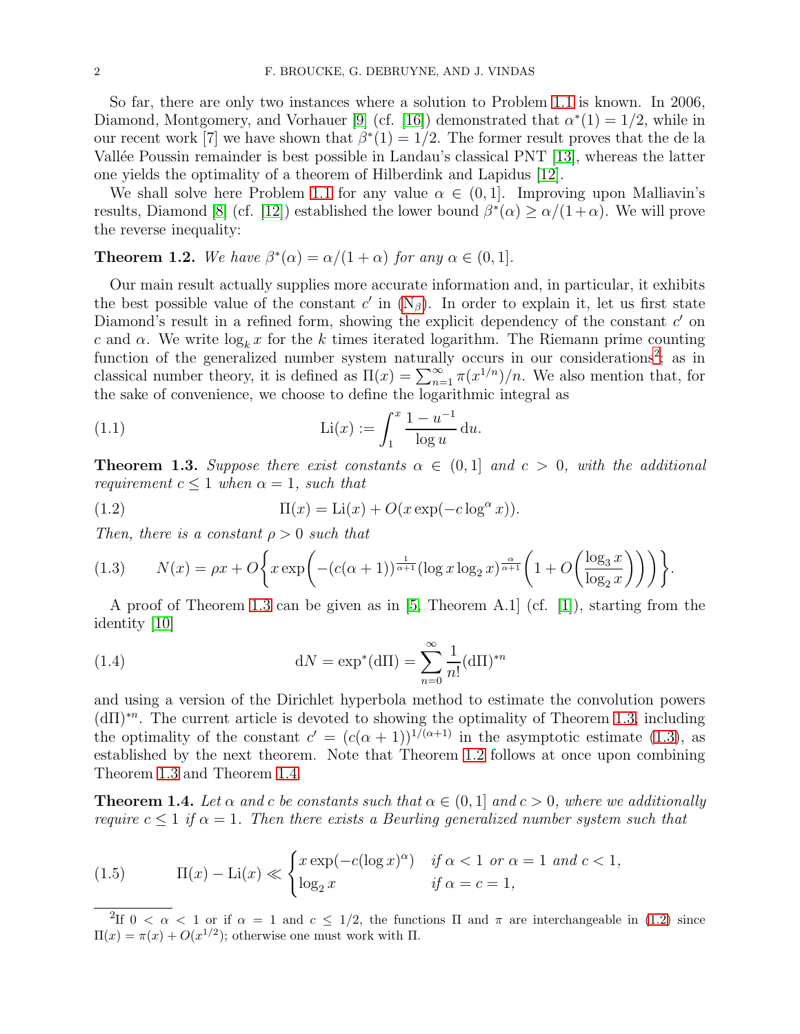So far, there are only two instances where a solution to Problem 1.1 is known. In 2006, Diamond, Montgomery, and Vorhauer [9] (cf. [16]) demonstrated that $\alpha^*(1) = 1/2$, while in our recent work [7] we have shown that $\beta^*(1) = 1/2$. The former result proves that the de la Vallée Poussin remainder is best possible in Landau's classical PNT [13], whereas the latter one yields the optimality of a theorem of Hilberdink and Lapidus [12].

We shall solve here Problem 1.1 for any value $\alpha \in (0, 1]$. Improving upon Malliavin's results, Diamond [8] (cf. [12]) established the lower bound $\beta^*(\alpha) \geq \alpha/(1+\alpha)$. We will prove the reverse inequality:

**Theorem 1.2.** *We have $\beta^*(\alpha) = \alpha/(1 + \alpha)$ for any $\alpha \in (0, 1]$.*

Our main result actually supplies more accurate information and, in particular, it exhibits the best possible value of the constant $c'$ in ($\mathrm{N}_\beta$). In order to explain it, let us first state Diamond's result in a refined form, showing the explicit dependency of the constant $c'$ on $c$ and $\alpha$. We write $\log_k x$ for the $k$ times iterated logarithm. The Riemann prime counting function of the generalized number system naturally occurs in our considerations[2]; as in classical number theory, it is defined as $\Pi(x) = \sum_{n=1}^{\infty} \pi(x^{1/n})/n$. We also mention that, for the sake of convenience, we choose to define the logarithmic integral as

$$\mathrm{Li}(x) := \int_1^x \frac{1 - u^{-1}}{\log u} \, \mathrm{d}u. \tag{1.1}$$

**Theorem 1.3.** *Suppose there exist constants $\alpha \in (0, 1]$ and $c > 0$, with the additional requirement $c \leq 1$ when $\alpha = 1$, such that*

$$\Pi(x) = \mathrm{Li}(x) + O(x \exp(-c \log^\alpha x)). \tag{1.2}$$

*Then, there is a constant $\rho > 0$ such that*

$$N(x) = \rho x + O\left\{ x \exp\left( -(c(\alpha+1))^{\frac{1}{\alpha+1}} (\log x \log_2 x)^{\frac{\alpha}{\alpha+1}} \left( 1 + O\left( \frac{\log_3 x}{\log_2 x} \right) \right) \right) \right\}. \tag{1.3}$$

A proof of Theorem 1.3 can be given as in [5, Theorem A.1] (cf. [1]), starting from the identity [10]

$$\mathrm{d}N = \exp^*(\mathrm{d}\Pi) = \sum_{n=0}^{\infty} \frac{1}{n!} (\mathrm{d}\Pi)^{*n} \tag{1.4}$$

and using a version of the Dirichlet hyperbola method to estimate the convolution powers $(\mathrm{d}\Pi)^{*n}$. The current article is devoted to showing the optimality of Theorem 1.3, including the optimality of the constant $c' = (c(\alpha+1))^{1/(\alpha+1)}$ in the asymptotic estimate (1.3), as established by the next theorem. Note that Theorem 1.2 follows at once upon combining Theorem 1.3 and Theorem 1.4.

**Theorem 1.4.** *Let $\alpha$ and $c$ be constants such that $\alpha \in (0, 1]$ and $c > 0$, where we additionally require $c \leq 1$ if $\alpha = 1$. Then there exists a Beurling generalized number system such that*

$$\Pi(x) - \mathrm{Li}(x) \ll \begin{cases} x \exp(-c(\log x)^\alpha) & \text{if } \alpha < 1 \text{ or } \alpha = 1 \text{ and } c < 1, \\ \log_2 x & \text{if } \alpha = c = 1, \end{cases} \tag{1.5}$$

---

[2] If $0 < \alpha < 1$ or if $\alpha = 1$ and $c \leq 1/2$, the functions $\Pi$ and $\pi$ are interchangeable in (1.2) since $\Pi(x) = \pi(x) + O(x^{1/2})$; otherwise one must work with $\Pi$.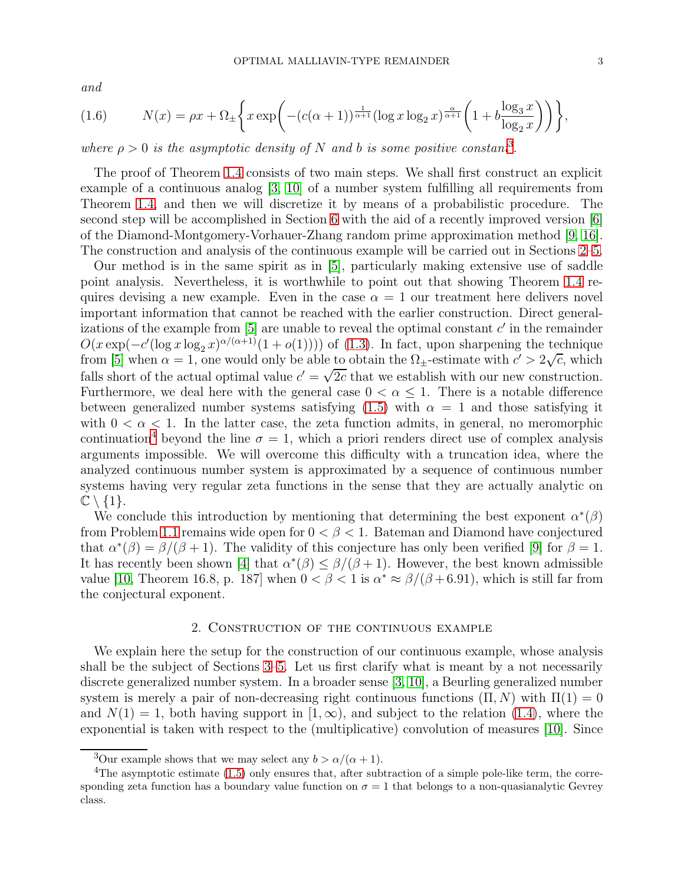*and*

$$N(x) = \rho x + \Omega_{\pm}\left\{ x \exp\left( -(c(\alpha+1))^{\frac{1}{\alpha+1}} (\log x \log_2 x)^{\frac{\alpha}{\alpha+1}} \left( 1 + b\frac{\log_3 x}{\log_2 x} \right) \right) \right\}, \tag{1.6}$$

*where $\rho > 0$ is the asymptotic density of $N$ and $b$ is some positive constant*[3].

The proof of Theorem 1.4 consists of two main steps. We shall first construct an explicit example of a continuous analog [3, 10] of a number system fulfilling all requirements from Theorem 1.4, and then we will discretize it by means of a probabilistic procedure. The second step will be accomplished in Section 6 with the aid of a recently improved version [6] of the Diamond-Montgomery-Vorhauer-Zhang random prime approximation method [9, 16]. The construction and analysis of the continuous example will be carried out in Sections 2–5.

Our method is in the same spirit as in [5], particularly making extensive use of saddle point analysis. Nevertheless, it is worthwhile to point out that showing Theorem 1.4 requires devising a new example. Even in the case $\alpha = 1$ our treatment here delivers novel important information that cannot be reached with the earlier construction. Direct generalizations of the example from [5] are unable to reveal the optimal constant $c'$ in the remainder $O(x\exp(-c'(\log x \log_2 x)^{\alpha/(\alpha+1)}(1 + o(1))))$ of (1.3). In fact, upon sharpening the technique from [5] when $\alpha = 1$, one would only be able to obtain the $\Omega_{\pm}$-estimate with $c' > 2\sqrt{c}$, which falls short of the actual optimal value $c' = \sqrt{2c}$ that we establish with our new construction. Furthermore, we deal here with the general case $0 < \alpha \leq 1$. There is a notable difference between generalized number systems satisfying (1.5) with $\alpha = 1$ and those satisfying it with $0 < \alpha < 1$. In the latter case, the zeta function admits, in general, no meromorphic continuation[4] beyond the line $\sigma = 1$, which a priori renders direct use of complex analysis arguments impossible. We will overcome this difficulty with a truncation idea, where the analyzed continuous number system is approximated by a sequence of continuous number systems having very regular zeta functions in the sense that they are actually analytic on $\mathbb{C} \setminus \{1\}$.

We conclude this introduction by mentioning that determining the best exponent $\alpha^*(\beta)$ from Problem 1.1 remains wide open for $0 < \beta < 1$. Bateman and Diamond have conjectured that $\alpha^*(\beta) = \beta/(\beta + 1)$. The validity of this conjecture has only been verified [9] for $\beta = 1$. It has recently been shown [4] that $\alpha^*(\beta) \leq \beta/(\beta + 1)$. However, the best known admissible value [10, Theorem 16.8, p. 187] when $0 < \beta < 1$ is $\alpha^* \approx \beta/(\beta + 6.91)$, which is still far from the conjectural exponent.

## 2. Construction of the continuous example

We explain here the setup for the construction of our continuous example, whose analysis shall be the subject of Sections 3–5. Let us first clarify what is meant by a not necessarily discrete generalized number system. In a broader sense [3, 10], a Beurling generalized number system is merely a pair of non-decreasing right continuous functions $(\Pi, N)$ with $\Pi(1) = 0$ and $N(1) = 1$, both having support in $[1, \infty)$, and subject to the relation (1.4), where the exponential is taken with respect to the (multiplicative) convolution of measures [10]. Since

---

[3] Our example shows that we may select any $b > \alpha/(\alpha + 1)$.

[4] The asymptotic estimate (1.5) only ensures that, after subtraction of a simple pole-like term, the corresponding zeta function has a boundary value function on $\sigma = 1$ that belongs to a non-quasianalytic Gevrey class.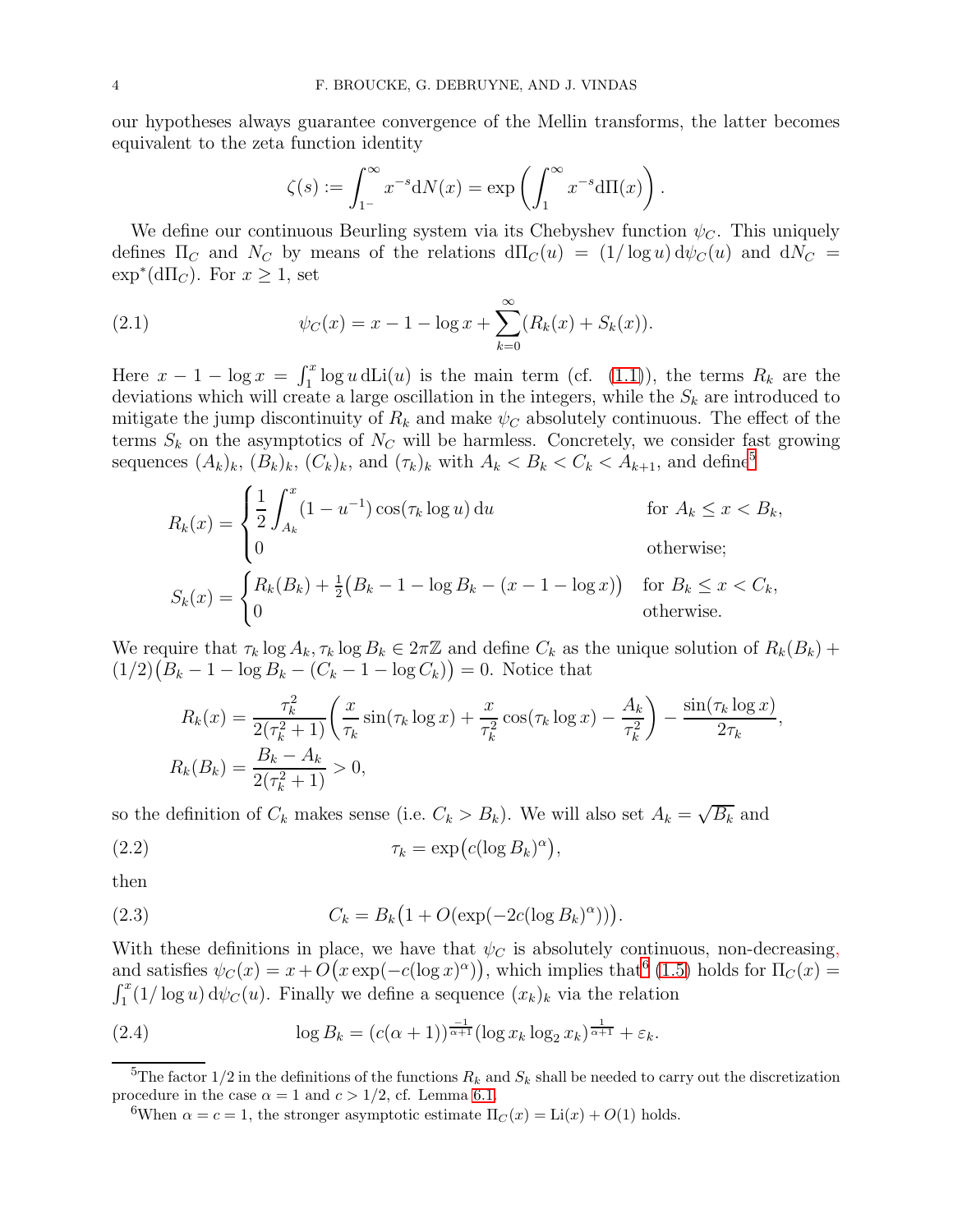our hypotheses always guarantee convergence of the Mellin transforms, the latter becomes equivalent to the zeta function identity

$$\zeta(s) := \int_{1^-}^{\infty} x^{-s} \mathrm{d}N(x) = \exp\left( \int_{1}^{\infty} x^{-s} \mathrm{d}\Pi(x) \right).$$

We define our continuous Beurling system via its Chebyshev function $\psi_C$. This uniquely defines $\Pi_C$ and $N_C$ by means of the relations $\mathrm{d}\Pi_C(u) = (1/\log u)\, \mathrm{d}\psi_C(u)$ and $\mathrm{d}N_C = \exp^*(\mathrm{d}\Pi_C)$. For $x \geq 1$, set

$$\psi_C(x) = x - 1 - \log x + \sum_{k=0}^{\infty} (R_k(x) + S_k(x)). \tag{2.1}$$

Here $x - 1 - \log x = \int_1^x \log u \, \mathrm{d}\mathrm{Li}(u)$ is the main term (cf. (1.1)), the terms $R_k$ are the deviations which will create a large oscillation in the integers, while the $S_k$ are introduced to mitigate the jump discontinuity of $R_k$ and make $\psi_C$ absolutely continuous. The effect of the terms $S_k$ on the asymptotics of $N_C$ will be harmless. Concretely, we consider fast growing sequences $(A_k)_k$, $(B_k)_k$, $(C_k)_k$, and $(\tau_k)_k$ with $A_k < B_k < C_k < A_{k+1}$, and define[5]

$$R_k(x) = \begin{cases} \dfrac{1}{2} \displaystyle\int_{A_k}^{x} (1 - u^{-1}) \cos(\tau_k \log u) \, \mathrm{d}u & \text{for } A_k \leq x < B_k, \\ 0 & \text{otherwise;} \end{cases}$$

$$S_k(x) = \begin{cases} R_k(B_k) + \frac{1}{2}\big(B_k - 1 - \log B_k - (x - 1 - \log x)\big) & \text{for } B_k \leq x < C_k, \\ 0 & \text{otherwise.} \end{cases}$$

We require that $\tau_k \log A_k, \tau_k \log B_k \in 2\pi\mathbb{Z}$ and define $C_k$ as the unique solution of $R_k(B_k) + (1/2)\big(B_k - 1 - \log B_k - (C_k - 1 - \log C_k)\big) = 0$. Notice that

$$R_k(x) = \frac{\tau_k^2}{2(\tau_k^2 + 1)} \left( \frac{x}{\tau_k} \sin(\tau_k \log x) + \frac{x}{\tau_k^2} \cos(\tau_k \log x) - \frac{A_k}{\tau_k^2} \right) - \frac{\sin(\tau_k \log x)}{2\tau_k},$$

$$R_k(B_k) = \frac{B_k - A_k}{2(\tau_k^2 + 1)} > 0,$$

so the definition of $C_k$ makes sense (i.e. $C_k > B_k$). We will also set $A_k = \sqrt{B_k}$ and

$$\tau_k = \exp\big(c(\log B_k)^{\alpha}\big), \tag{2.2}$$

then

$$C_k = B_k\big(1 + O(\exp(-2c(\log B_k)^{\alpha}))\big). \tag{2.3}$$

With these definitions in place, we have that $\psi_C$ is absolutely continuous, non-decreasing, and satisfies $\psi_C(x) = x + O\big(x \exp(-c(\log x)^{\alpha})\big)$, which implies that[6] (1.5) holds for $\Pi_C(x) = \int_1^x (1/\log u)\, \mathrm{d}\psi_C(u)$. Finally we define a sequence $(x_k)_k$ via the relation

$$\log B_k = (c(\alpha + 1))^{\frac{-1}{\alpha+1}} (\log x_k \log_2 x_k)^{\frac{1}{\alpha+1}} + \varepsilon_k. \tag{2.4}$$

---

[5] The factor 1/2 in the definitions of the functions $R_k$ and $S_k$ shall be needed to carry out the discretization procedure in the case $\alpha = 1$ and $c > 1/2$, cf. Lemma 6.1.

[6] When $\alpha = c = 1$, the stronger asymptotic estimate $\Pi_C(x) = \mathrm{Li}(x) + O(1)$ holds.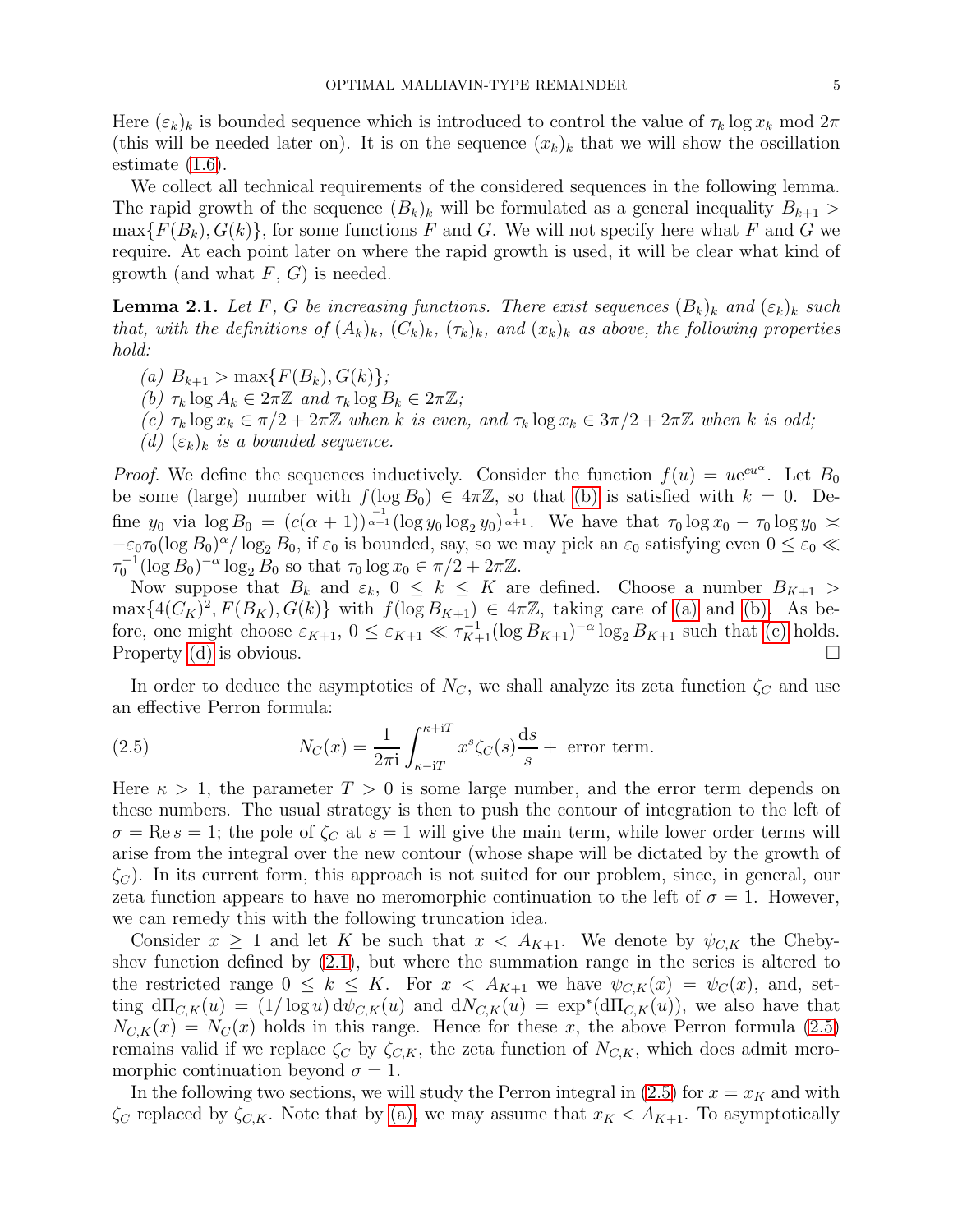Here $(\varepsilon_k)_k$ is bounded sequence which is introduced to control the value of $\tau_k \log x_k \bmod 2\pi$ (this will be needed later on). It is on the sequence $(x_k)_k$ that we will show the oscillation estimate (1.6).

We collect all technical requirements of the considered sequences in the following lemma. The rapid growth of the sequence $(B_k)_k$ will be formulated as a general inequality $B_{k+1} > \max\{F(B_k), G(k)\}$, for some functions $F$ and $G$. We will not specify here what $F$ and $G$ we require. At each point later on where the rapid growth is used, it will be clear what kind of growth (and what $F$, $G$) is needed.

**Lemma 2.1.** *Let $F$, $G$ be increasing functions. There exist sequences $(B_k)_k$ and $(\varepsilon_k)_k$ such that, with the definitions of $(A_k)_k$, $(C_k)_k$, $(\tau_k)_k$, and $(x_k)_k$ as above, the following properties hold:*

*(a) $B_{k+1} > \max\{F(B_k), G(k)\}$;*

*(b) $\tau_k \log A_k \in 2\pi\mathbb{Z}$ and $\tau_k \log B_k \in 2\pi\mathbb{Z}$;*

*(c) $\tau_k \log x_k \in \pi/2 + 2\pi\mathbb{Z}$ when $k$ is even, and $\tau_k \log x_k \in 3\pi/2 + 2\pi\mathbb{Z}$ when $k$ is odd;*

*(d) $(\varepsilon_k)_k$ is a bounded sequence.*

*Proof.* We define the sequences inductively. Consider the function $f(u) = ue^{cu^\alpha}$. Let $B_0$ be some (large) number with $f(\log B_0) \in 4\pi\mathbb{Z}$, so that (b) is satisfied with $k = 0$. Define $y_0$ via $\log B_0 = (c(\alpha+1))^{\frac{-1}{\alpha+1}}(\log y_0 \log_2 y_0)^{\frac{1}{\alpha+1}}$. We have that $\tau_0 \log x_0 - \tau_0 \log y_0 \asymp -\varepsilon_0 \tau_0 (\log B_0)^\alpha / \log_2 B_0$, if $\varepsilon_0$ is bounded, say, so we may pick an $\varepsilon_0$ satisfying even $0 \le \varepsilon_0 \ll \tau_0^{-1}(\log B_0)^{-\alpha} \log_2 B_0$ so that $\tau_0 \log x_0 \in \pi/2 + 2\pi\mathbb{Z}$.

Now suppose that $B_k$ and $\varepsilon_k$, $0 \le k \le K$ are defined. Choose a number $B_{K+1} > \max\{4(C_K)^2, F(B_K), G(k)\}$ with $f(\log B_{K+1}) \in 4\pi\mathbb{Z}$, taking care of (a) and (b). As before, one might choose $\varepsilon_{K+1}$, $0 \le \varepsilon_{K+1} \ll \tau_{K+1}^{-1}(\log B_{K+1})^{-\alpha}\log_2 B_{K+1}$ such that (c) holds. Property (d) is obvious. $\square$

In order to deduce the asymptotics of $N_C$, we shall analyze its zeta function $\zeta_C$ and use an effective Perron formula:

$$N_C(x) = \frac{1}{2\pi \mathrm{i}} \int_{\kappa - \mathrm{i}T}^{\kappa + \mathrm{i}T} x^s \zeta_C(s) \frac{\mathrm{d}s}{s} + \text{ error term.} \tag{2.5}$$

Here $\kappa > 1$, the parameter $T > 0$ is some large number, and the error term depends on these numbers. The usual strategy is then to push the contour of integration to the left of $\sigma = \operatorname{Re} s = 1$; the pole of $\zeta_C$ at $s = 1$ will give the main term, while lower order terms will arise from the integral over the new contour (whose shape will be dictated by the growth of $\zeta_C$). In its current form, this approach is not suited for our problem, since, in general, our zeta function appears to have no meromorphic continuation to the left of $\sigma = 1$. However, we can remedy this with the following truncation idea.

Consider $x \ge 1$ and let $K$ be such that $x < A_{K+1}$. We denote by $\psi_{C,K}$ the Chebyshev function defined by (2.1), but where the summation range in the series is altered to the restricted range $0 \le k \le K$. For $x < A_{K+1}$ we have $\psi_{C,K}(x) = \psi_C(x)$, and, setting $\mathrm{d}\Pi_{C,K}(u) = (1/\log u)\,\mathrm{d}\psi_{C,K}(u)$ and $\mathrm{d}N_{C,K}(u) = \exp^*(\mathrm{d}\Pi_{C,K}(u))$, we also have that $N_{C,K}(x) = N_C(x)$ holds in this range. Hence for these $x$, the above Perron formula (2.5) remains valid if we replace $\zeta_C$ by $\zeta_{C,K}$, the zeta function of $N_{C,K}$, which does admit meromorphic continuation beyond $\sigma = 1$.

In the following two sections, we will study the Perron integral in (2.5) for $x = x_K$ and with $\zeta_C$ replaced by $\zeta_{C,K}$. Note that by (a), we may assume that $x_K < A_{K+1}$. To asymptotically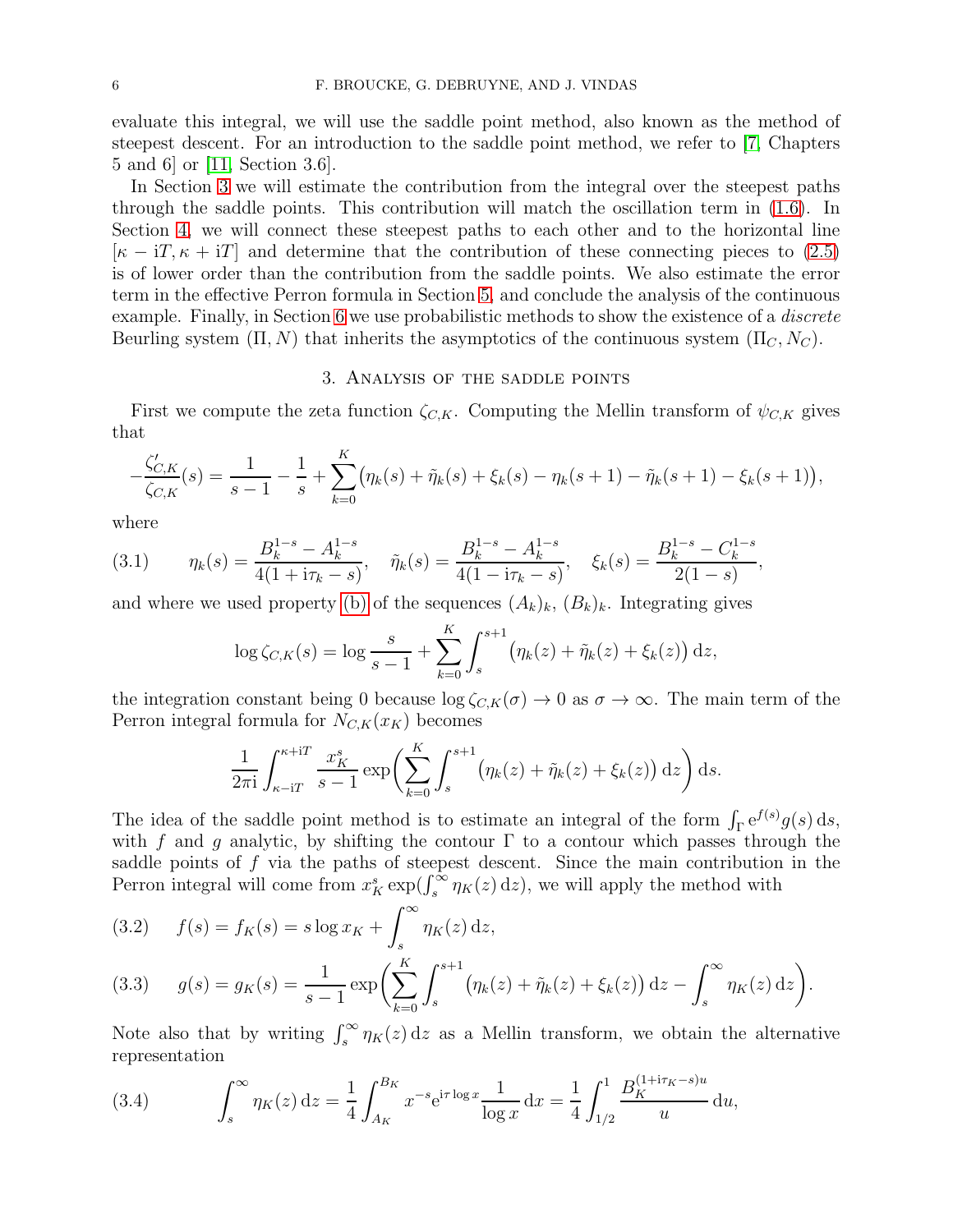evaluate this integral, we will use the saddle point method, also known as the method of steepest descent. For an introduction to the saddle point method, we refer to [7, Chapters 5 and 6] or [11, Section 3.6].

In Section 3 we will estimate the contribution from the integral over the steepest paths through the saddle points. This contribution will match the oscillation term in (1.6). In Section 4, we will connect these steepest paths to each other and to the horizontal line $[\kappa - \mathrm{i}T, \kappa + \mathrm{i}T]$ and determine that the contribution of these connecting pieces to (2.5) is of lower order than the contribution from the saddle points. We also estimate the error term in the effective Perron formula in Section 5, and conclude the analysis of the continuous example. Finally, in Section 6 we use probabilistic methods to show the existence of a *discrete* Beurling system $(\Pi, N)$ that inherits the asymptotics of the continuous system $(\Pi_C, N_C)$.

## 3. Analysis of the saddle points

First we compute the zeta function $\zeta_{C,K}$. Computing the Mellin transform of $\psi_{C,K}$ gives that

$$-\frac{\zeta_{C,K}'}{\zeta_{C,K}}(s) = \frac{1}{s-1} - \frac{1}{s} + \sum_{k=0}^{K}\big(\eta_k(s) + \tilde{\eta}_k(s) + \xi_k(s) - \eta_k(s+1) - \tilde{\eta}_k(s+1) - \xi_k(s+1)\big),$$

where

$$\eta_k(s) = \frac{B_k^{1-s} - A_k^{1-s}}{4(1+\mathrm{i}\tau_k - s)}, \quad \tilde{\eta}_k(s) = \frac{B_k^{1-s} - A_k^{1-s}}{4(1-\mathrm{i}\tau_k - s)}, \quad \xi_k(s) = \frac{B_k^{1-s} - C_k^{1-s}}{2(1-s)}, \tag{3.1}$$

and where we used property (b) of the sequences $(A_k)_k$, $(B_k)_k$. Integrating gives

$$\log \zeta_{C,K}(s) = \log \frac{s}{s-1} + \sum_{k=0}^{K} \int_s^{s+1} \big(\eta_k(z) + \tilde{\eta}_k(z) + \xi_k(z)\big)\,\mathrm{d}z,$$

the integration constant being 0 because $\log \zeta_{C,K}(\sigma) \to 0$ as $\sigma \to \infty$. The main term of the Perron integral formula for $N_{C,K}(x_K)$ becomes

$$\frac{1}{2\pi\mathrm{i}} \int_{\kappa-\mathrm{i}T}^{\kappa+\mathrm{i}T} \frac{x_K^s}{s-1} \exp\biggl(\sum_{k=0}^{K} \int_s^{s+1} \big(\eta_k(z) + \tilde{\eta}_k(z) + \xi_k(z)\big)\,\mathrm{d}z\biggr)\,\mathrm{d}s.$$

The idea of the saddle point method is to estimate an integral of the form $\int_\Gamma \mathrm{e}^{f(s)} g(s)\,\mathrm{d}s$, with $f$ and $g$ analytic, by shifting the contour $\Gamma$ to a contour which passes through the saddle points of $f$ via the paths of steepest descent. Since the main contribution in the Perron integral will come from $x_K^s \exp(\int_s^\infty \eta_K(z)\,\mathrm{d}z)$, we will apply the method with

$$f(s) = f_K(s) = s \log x_K + \int_s^\infty \eta_K(z)\,\mathrm{d}z, \tag{3.2}$$

$$g(s) = g_K(s) = \frac{1}{s-1} \exp\biggl(\sum_{k=0}^{K} \int_s^{s+1} \big(\eta_k(z) + \tilde{\eta}_k(z) + \xi_k(z)\big)\,\mathrm{d}z - \int_s^\infty \eta_K(z)\,\mathrm{d}z\biggr). \tag{3.3}$$

Note also that by writing $\int_s^\infty \eta_K(z)\,\mathrm{d}z$ as a Mellin transform, we obtain the alternative representation

$$\int_s^\infty \eta_K(z)\,\mathrm{d}z = \frac{1}{4}\int_{A_K}^{B_K} x^{-s} \mathrm{e}^{\mathrm{i}\tau \log x} \frac{1}{\log x}\,\mathrm{d}x = \frac{1}{4}\int_{1/2}^{1} \frac{B_K^{(1+\mathrm{i}\tau_K - s)u}}{u}\,\mathrm{d}u, \tag{3.4}$$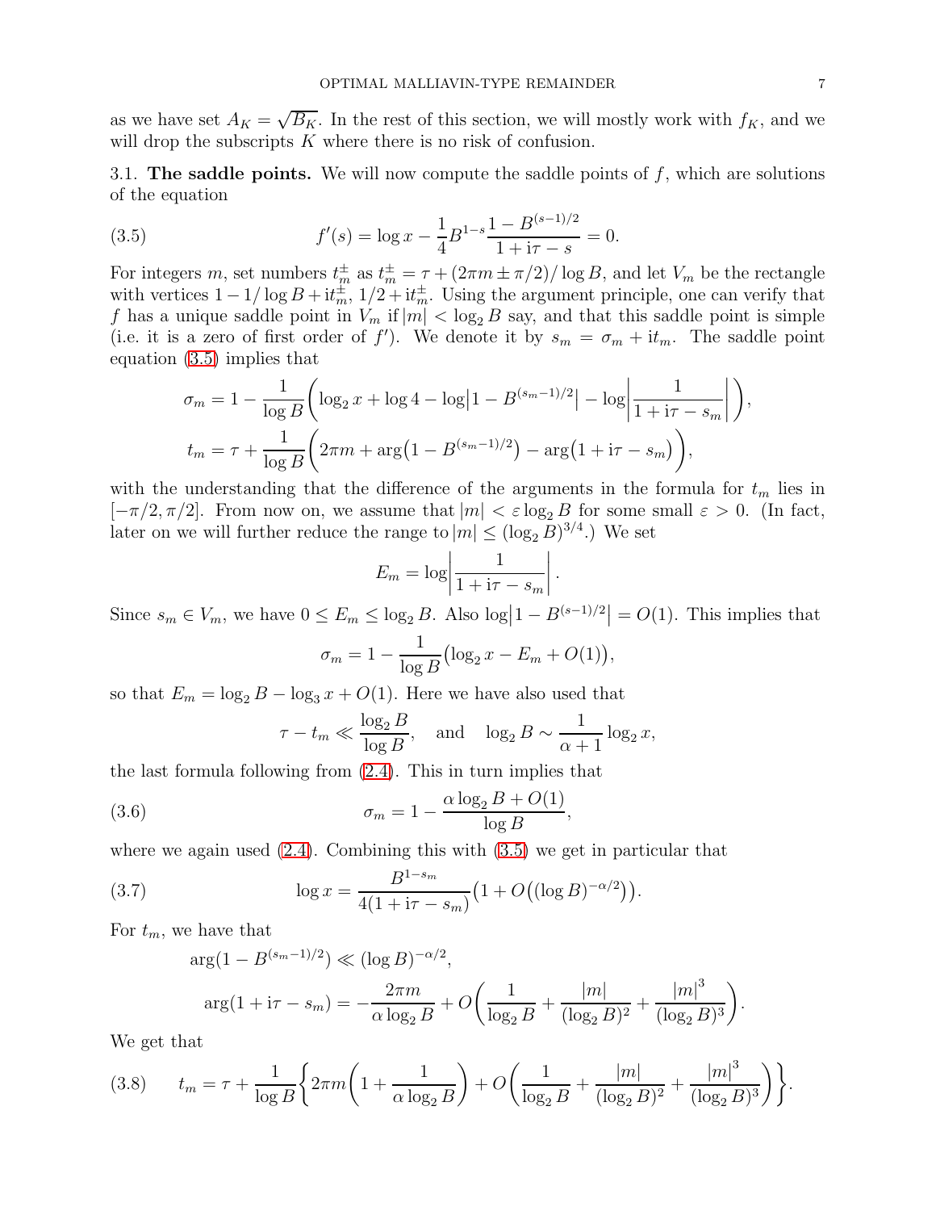as we have set $A_K = \sqrt{B_K}$. In the rest of this section, we will mostly work with $f_K$, and we will drop the subscripts $K$ where there is no risk of confusion.

### 3.1. The saddle points.

We will now compute the saddle points of $f$, which are solutions of the equation

$$f'(s) = \log x - \frac{1}{4} B^{1-s} \frac{1 - B^{(s-1)/2}}{1 + \mathrm{i}\tau - s} = 0. \tag{3.5}$$

For integers $m$, set numbers $t_m^{\pm}$ as $t_m^{\pm} = \tau + (2\pi m \pm \pi/2)/\log B$, and let $V_m$ be the rectangle with vertices $1 - 1/\log B + \mathrm{i}t_m^{\pm}$, $1/2 + \mathrm{i}t_m^{\pm}$. Using the argument principle, one can verify that $f$ has a unique saddle point in $V_m$ if $|m| < \log_2 B$ say, and that this saddle point is simple (i.e. it is a zero of first order of $f'$). We denote it by $s_m = \sigma_m + \mathrm{i}t_m$. The saddle point equation (3.5) implies that

$$\sigma_m = 1 - \frac{1}{\log B}\left(\log_2 x + \log 4 - \log\left|1 - B^{(s_m-1)/2}\right| - \log\left|\frac{1}{1 + \mathrm{i}\tau - s_m}\right|\right),$$

$$t_m = \tau + \frac{1}{\log B}\left(2\pi m + \arg\left(1 - B^{(s_m-1)/2}\right) - \arg\left(1 + \mathrm{i}\tau - s_m\right)\right),$$

with the understanding that the difference of the arguments in the formula for $t_m$ lies in $[-\pi/2, \pi/2]$. From now on, we assume that $|m| < \varepsilon \log_2 B$ for some small $\varepsilon > 0$. (In fact, later on we will further reduce the range to $|m| \leq (\log_2 B)^{3/4}$.) We set

$$E_m = \log\left|\frac{1}{1 + \mathrm{i}\tau - s_m}\right|.$$

Since $s_m \in V_m$, we have $0 \leq E_m \leq \log_2 B$. Also $\log\left|1 - B^{(s-1)/2}\right| = O(1)$. This implies that

$$\sigma_m = 1 - \frac{1}{\log B}\left(\log_2 x - E_m + O(1)\right),$$

so that $E_m = \log_2 B - \log_3 x + O(1)$. Here we have also used that

$$\tau - t_m \ll \frac{\log_2 B}{\log B}, \quad \text{and} \quad \log_2 B \sim \frac{1}{\alpha + 1} \log_2 x,$$

the last formula following from (2.4). This in turn implies that

$$\sigma_m = 1 - \frac{\alpha \log_2 B + O(1)}{\log B}, \tag{3.6}$$

where we again used (2.4). Combining this with (3.5) we get in particular that

$$\log x = \frac{B^{1-s_m}}{4(1 + \mathrm{i}\tau - s_m)}\left(1 + O\left((\log B)^{-\alpha/2}\right)\right). \tag{3.7}$$

For $t_m$, we have that

$$\arg(1 - B^{(s_m-1)/2}) \ll (\log B)^{-\alpha/2},$$

$$\arg(1 + \mathrm{i}\tau - s_m) = -\frac{2\pi m}{\alpha \log_2 B} + O\left(\frac{1}{\log_2 B} + \frac{|m|}{(\log_2 B)^2} + \frac{|m|^3}{(\log_2 B)^3}\right).$$

We get that

$$t_m = \tau + \frac{1}{\log B}\left\{2\pi m\left(1 + \frac{1}{\alpha \log_2 B}\right) + O\left(\frac{1}{\log_2 B} + \frac{|m|}{(\log_2 B)^2} + \frac{|m|^3}{(\log_2 B)^3}\right)\right\}. \tag{3.8}$$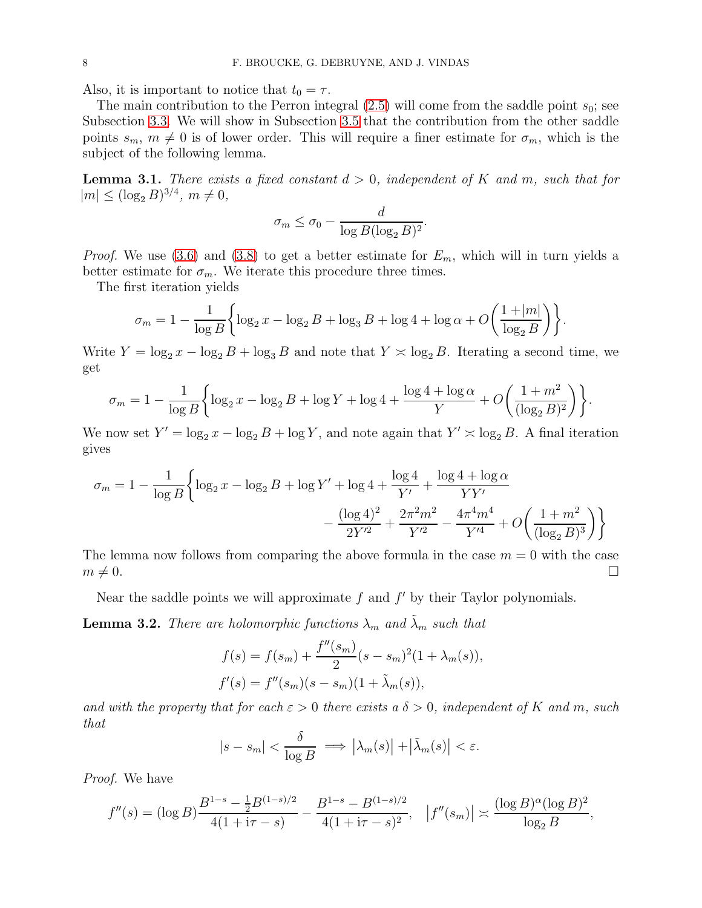Also, it is important to notice that $t_0 = \tau$.

The main contribution to the Perron integral (2.5) will come from the saddle point $s_0$; see Subsection 3.3. We will show in Subsection 3.5 that the contribution from the other saddle points $s_m$, $m \neq 0$ is of lower order. This will require a finer estimate for $\sigma_m$, which is the subject of the following lemma.

**Lemma 3.1.** *There exists a fixed constant $d > 0$, independent of $K$ and $m$, such that for $|m| \leq (\log_2 B)^{3/4}$, $m \neq 0$,*

$$\sigma_m \leq \sigma_0 - \frac{d}{\log B (\log_2 B)^2}.$$

*Proof.* We use (3.6) and (3.8) to get a better estimate for $E_m$, which will in turn yields a better estimate for $\sigma_m$. We iterate this procedure three times.

The first iteration yields

$$\sigma_m = 1 - \frac{1}{\log B}\biggl\{\log_2 x - \log_2 B + \log_3 B + \log 4 + \log \alpha + O\biggl(\frac{1 + |m|}{\log_2 B}\biggr)\biggr\}.$$

Write $Y = \log_2 x - \log_2 B + \log_3 B$ and note that $Y \asymp \log_2 B$. Iterating a second time, we get

$$\sigma_m = 1 - \frac{1}{\log B}\biggl\{\log_2 x - \log_2 B + \log Y + \log 4 + \frac{\log 4 + \log \alpha}{Y} + O\biggl(\frac{1 + m^2}{(\log_2 B)^2}\biggr)\biggr\}.$$

We now set $Y' = \log_2 x - \log_2 B + \log Y$, and note again that $Y' \asymp \log_2 B$. A final iteration gives

$$\begin{aligned}\sigma_m = 1 - \frac{1}{\log B}\biggl\{\log_2 x - \log_2 B + \log Y' + \log 4 + \frac{\log 4}{Y'} + \frac{\log 4 + \log \alpha}{YY'} \\ - \frac{(\log 4)^2}{2Y'^2} + \frac{2\pi^2 m^2}{Y'^2} - \frac{4\pi^4 m^4}{Y'^4} + O\biggl(\frac{1 + m^2}{(\log_2 B)^3}\biggr)\biggr\}\end{aligned}$$

The lemma now follows from comparing the above formula in the case $m = 0$ with the case $m \neq 0$. $\square$

Near the saddle points we will approximate $f$ and $f'$ by their Taylor polynomials.

**Lemma 3.2.** *There are holomorphic functions $\lambda_m$ and $\tilde{\lambda}_m$ such that*

$$f(s) = f(s_m) + \frac{f''(s_m)}{2}(s - s_m)^2(1 + \lambda_m(s)),$$
$$f'(s) = f''(s_m)(s - s_m)(1 + \tilde{\lambda}_m(s)),$$

*and with the property that for each $\varepsilon > 0$ there exists a $\delta > 0$, independent of $K$ and $m$, such that*

$$|s - s_m| < \frac{\delta}{\log B} \implies \bigl|\lambda_m(s)\bigr| + \bigl|\tilde{\lambda}_m(s)\bigr| < \varepsilon.$$

*Proof.* We have

$$f''(s) = (\log B)\frac{B^{1-s} - \frac{1}{2}B^{(1-s)/2}}{4(1 + \mathrm{i}\tau - s)} - \frac{B^{1-s} - B^{(1-s)/2}}{4(1 + \mathrm{i}\tau - s)^2}, \quad \bigl|f''(s_m)\bigr| \asymp \frac{(\log B)^{\alpha}(\log B)^2}{\log_2 B},$$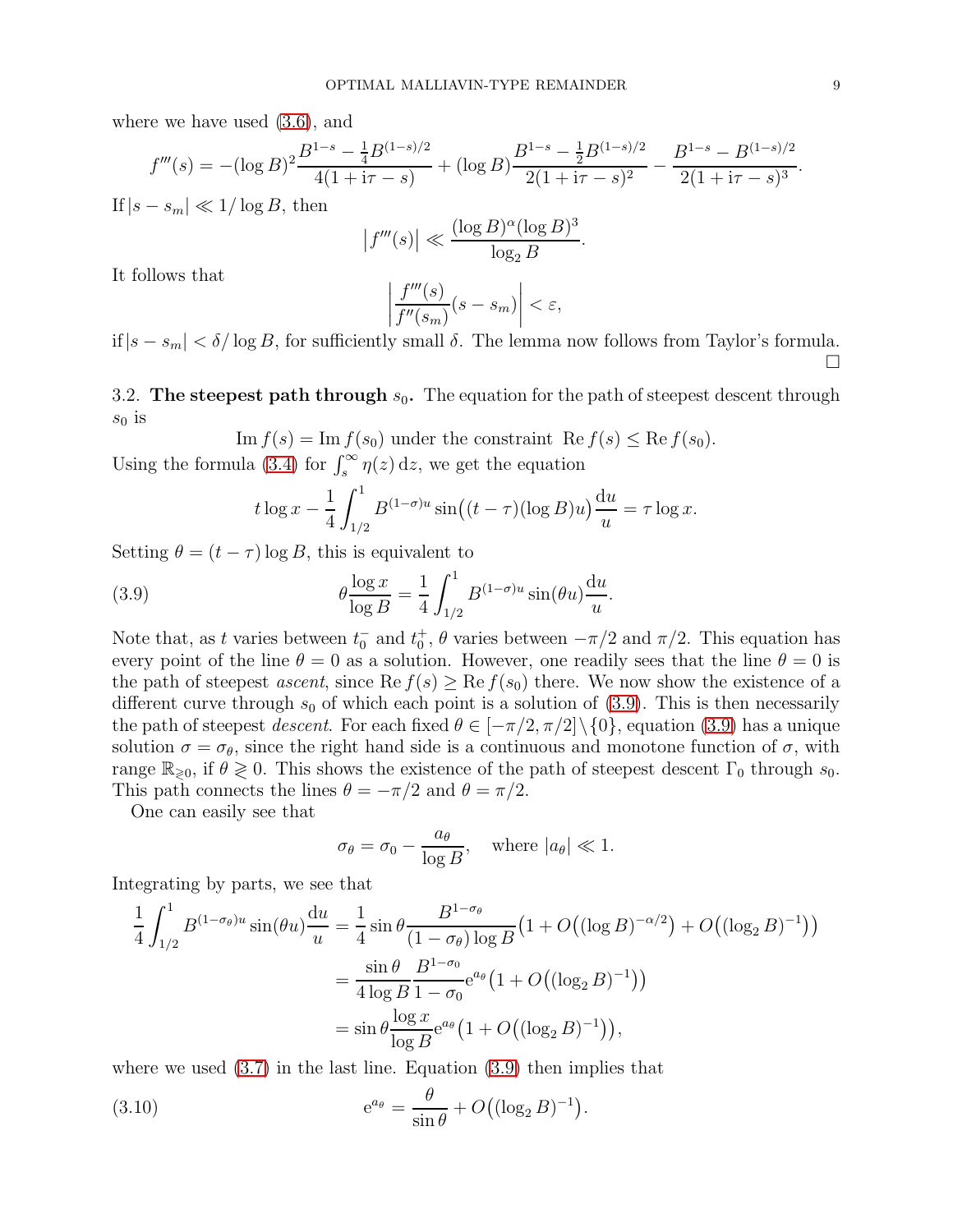where we have used (3.6), and

$$f'''(s) = -(\log B)^2 \frac{B^{1-s} - \frac{1}{4}B^{(1-s)/2}}{4(1+\mathrm{i}\tau - s)} + (\log B)\frac{B^{1-s} - \frac{1}{2}B^{(1-s)/2}}{2(1+\mathrm{i}\tau - s)^2} - \frac{B^{1-s} - B^{(1-s)/2}}{2(1+\mathrm{i}\tau - s)^3}.$$

If $|s - s_m| \ll 1/\log B$, then

$$\big|f'''(s)\big| \ll \frac{(\log B)^\alpha (\log B)^3}{\log_2 B}.$$

It follows that

$$\left|\frac{f'''(s)}{f''(s_m)}(s - s_m)\right| < \varepsilon,$$

if $|s - s_m| < \delta/\log B$, for sufficiently small $\delta$. The lemma now follows from Taylor's formula. □

3.2. **The steepest path through $s_0$.** The equation for the path of steepest descent through $s_0$ is

$$\operatorname{Im} f(s) = \operatorname{Im} f(s_0) \text{ under the constraint } \operatorname{Re} f(s) \leq \operatorname{Re} f(s_0).$$

Using the formula (3.4) for $\int_s^\infty \eta(z)\,\mathrm{d}z$, we get the equation

$$t\log x - \frac{1}{4}\int_{1/2}^{1} B^{(1-\sigma)u} \sin\big((t-\tau)(\log B)u\big)\frac{\mathrm{d}u}{u} = \tau \log x.$$

Setting $\theta = (t-\tau)\log B$, this is equivalent to

$$\theta \frac{\log x}{\log B} = \frac{1}{4}\int_{1/2}^{1} B^{(1-\sigma)u}\sin(\theta u)\frac{\mathrm{d}u}{u}. \tag{3.9}$$

Note that, as $t$ varies between $t_0^-$ and $t_0^+$, $\theta$ varies between $-\pi/2$ and $\pi/2$. This equation has every point of the line $\theta = 0$ as a solution. However, one readily sees that the line $\theta = 0$ is the path of steepest *ascent*, since $\operatorname{Re} f(s) \geq \operatorname{Re} f(s_0)$ there. We now show the existence of a different curve through $s_0$ of which each point is a solution of (3.9). This is then necessarily the path of steepest *descent*. For each fixed $\theta \in [-\pi/2, \pi/2]\backslash\{0\}$, equation (3.9) has a unique solution $\sigma = \sigma_\theta$, since the right hand side is a continuous and monotone function of $\sigma$, with range $\mathbb{R}_{\gtrless 0}$, if $\theta \gtrless 0$. This shows the existence of the path of steepest descent $\Gamma_0$ through $s_0$. This path connects the lines $\theta = -\pi/2$ and $\theta = \pi/2$.

One can easily see that

$$\sigma_\theta = \sigma_0 - \frac{a_\theta}{\log B}, \quad \text{where } |a_\theta| \ll 1.$$

Integrating by parts, we see that

$$\begin{aligned}
\frac{1}{4}\int_{1/2}^{1} B^{(1-\sigma_\theta)u}\sin(\theta u)\frac{\mathrm{d}u}{u} &= \frac{1}{4}\sin\theta \frac{B^{1-\sigma_\theta}}{(1-\sigma_\theta)\log B}\big(1 + O\big((\log B)^{-\alpha/2}\big) + O\big((\log_2 B)^{-1}\big)\big) \\
&= \frac{\sin\theta}{4\log B}\frac{B^{1-\sigma_0}}{1-\sigma_0}\mathrm{e}^{a_\theta}\big(1 + O\big((\log_2 B)^{-1}\big)\big) \\
&= \sin\theta \frac{\log x}{\log B}\mathrm{e}^{a_\theta}\big(1 + O\big((\log_2 B)^{-1}\big)\big),
\end{aligned}$$

where we used (3.7) in the last line. Equation (3.9) then implies that

$$\mathrm{e}^{a_\theta} = \frac{\theta}{\sin\theta} + O\big((\log_2 B)^{-1}\big). \tag{3.10}$$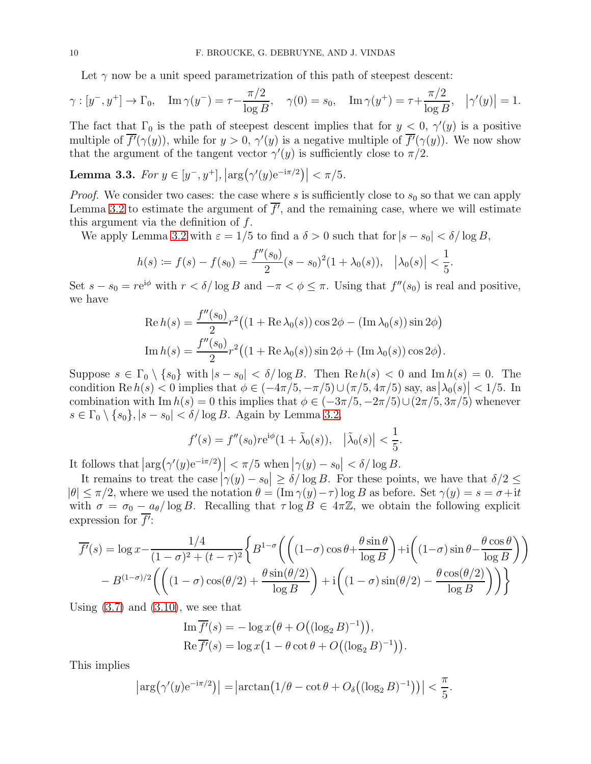Let $\gamma$ now be a unit speed parametrization of this path of steepest descent:

$$\gamma : [y^-, y^+] \to \Gamma_0, \quad \operatorname{Im} \gamma(y^-) = \tau - \frac{\pi/2}{\log B}, \quad \gamma(0) = s_0, \quad \operatorname{Im} \gamma(y^+) = \tau + \frac{\pi/2}{\log B}, \quad \left|\gamma'(y)\right| = 1.$$

The fact that $\Gamma_0$ is the path of steepest descent implies that for $y < 0$, $\gamma'(y)$ is a positive multiple of $\overline{f'}(\gamma(y))$, while for $y > 0$, $\gamma'(y)$ is a negative multiple of $\overline{f'}(\gamma(y))$. We now show that the argument of the tangent vector $\gamma'(y)$ is sufficiently close to $\pi/2$.

**Lemma 3.3.** *For $y \in [y^-, y^+]$, $\left|\arg\bigl(\gamma'(y)\mathrm{e}^{-\mathrm{i}\pi/2}\bigr)\right| < \pi/5$.*

*Proof.* We consider two cases: the case where $s$ is sufficiently close to $s_0$ so that we can apply Lemma 3.2 to estimate the argument of $\overline{f'}$, and the remaining case, where we will estimate this argument via the definition of $f$.

We apply Lemma 3.2 with $\varepsilon = 1/5$ to find a $\delta > 0$ such that for $|s - s_0| < \delta/\log B$,

$$h(s) \coloneqq f(s) - f(s_0) = \frac{f''(s_0)}{2}(s - s_0)^2(1 + \lambda_0(s)), \quad \left|\lambda_0(s)\right| < \frac{1}{5}.$$

Set $s - s_0 = r\mathrm{e}^{\mathrm{i}\phi}$ with $r < \delta/\log B$ and $-\pi < \phi \le \pi$. Using that $f''(s_0)$ is real and positive, we have

$$\operatorname{Re} h(s) = \frac{f''(s_0)}{2} r^2 \bigl((1 + \operatorname{Re}\lambda_0(s))\cos 2\phi - (\operatorname{Im}\lambda_0(s))\sin 2\phi\bigr)$$
$$\operatorname{Im} h(s) = \frac{f''(s_0)}{2} r^2 \bigl((1 + \operatorname{Re}\lambda_0(s))\sin 2\phi + (\operatorname{Im}\lambda_0(s))\cos 2\phi\bigr).$$

Suppose $s \in \Gamma_0 \setminus \{s_0\}$ with $|s - s_0| < \delta/\log B$. Then $\operatorname{Re} h(s) < 0$ and $\operatorname{Im} h(s) = 0$. The condition $\operatorname{Re} h(s) < 0$ implies that $\phi \in (-4\pi/5, -\pi/5) \cup (\pi/5, 4\pi/5)$ say, as $\left|\lambda_0(s)\right| < 1/5$. In combination with $\operatorname{Im} h(s) = 0$ this implies that $\phi \in (-3\pi/5, -2\pi/5) \cup (2\pi/5, 3\pi/5)$ whenever $s \in \Gamma_0 \setminus \{s_0\}, |s - s_0| < \delta/\log B$. Again by Lemma 3.2,

$$f'(s) = f''(s_0) r\mathrm{e}^{\mathrm{i}\phi}(1 + \tilde{\lambda}_0(s)), \quad \left|\tilde{\lambda}_0(s)\right| < \frac{1}{5}.$$

It follows that $\left|\arg\bigl(\gamma'(y)\mathrm{e}^{-\mathrm{i}\pi/2}\bigr)\right| < \pi/5$ when $\left|\gamma(y) - s_0\right| < \delta/\log B$.

It remains to treat the case $\left|\gamma(y) - s_0\right| \ge \delta/\log B$. For these points, we have that $\delta/2 \le |\theta| \le \pi/2$, where we used the notation $\theta = (\operatorname{Im}\gamma(y) - \tau)\log B$ as before. Set $\gamma(y) = s = \sigma + \mathrm{i}t$ with $\sigma = \sigma_0 - a_\theta/\log B$. Recalling that $\tau \log B \in 4\pi\mathbb{Z}$, we obtain the following explicit expression for $\overline{f'}$:

$$\begin{aligned}\overline{f'}(s) = \log x - \frac{1/4}{(1-\sigma)^2 + (t-\tau)^2}\Biggl\{ &B^{1-\sigma}\biggl(\Bigl((1-\sigma)\cos\theta + \frac{\theta\sin\theta}{\log B}\Bigr) + \mathrm{i}\Bigl((1-\sigma)\sin\theta - \frac{\theta\cos\theta}{\log B}\Bigr)\biggr) \\ &- B^{(1-\sigma)/2}\biggl(\Bigl((1-\sigma)\cos(\theta/2) + \frac{\theta\sin(\theta/2)}{\log B}\Bigr) + \mathrm{i}\Bigl((1-\sigma)\sin(\theta/2) - \frac{\theta\cos(\theta/2)}{\log B}\Bigr)\biggr)\Biggr\}\end{aligned}$$

Using (3.7) and (3.10), we see that

$$\operatorname{Im}\overline{f'}(s) = -\log x\bigl(\theta + O\bigl((\log_2 B)^{-1}\bigr)\bigr),$$
$$\operatorname{Re}\overline{f'}(s) = \log x\bigl(1 - \theta\cot\theta + O\bigl((\log_2 B)^{-1}\bigr)\bigr).$$

This implies

$$\left|\arg\bigl(\gamma'(y)\mathrm{e}^{-\mathrm{i}\pi/2}\bigr)\right| = \left|\arctan\bigl(1/\theta - \cot\theta + O_\delta\bigl((\log_2 B)^{-1}\bigr)\bigr)\right| < \frac{\pi}{5}.$$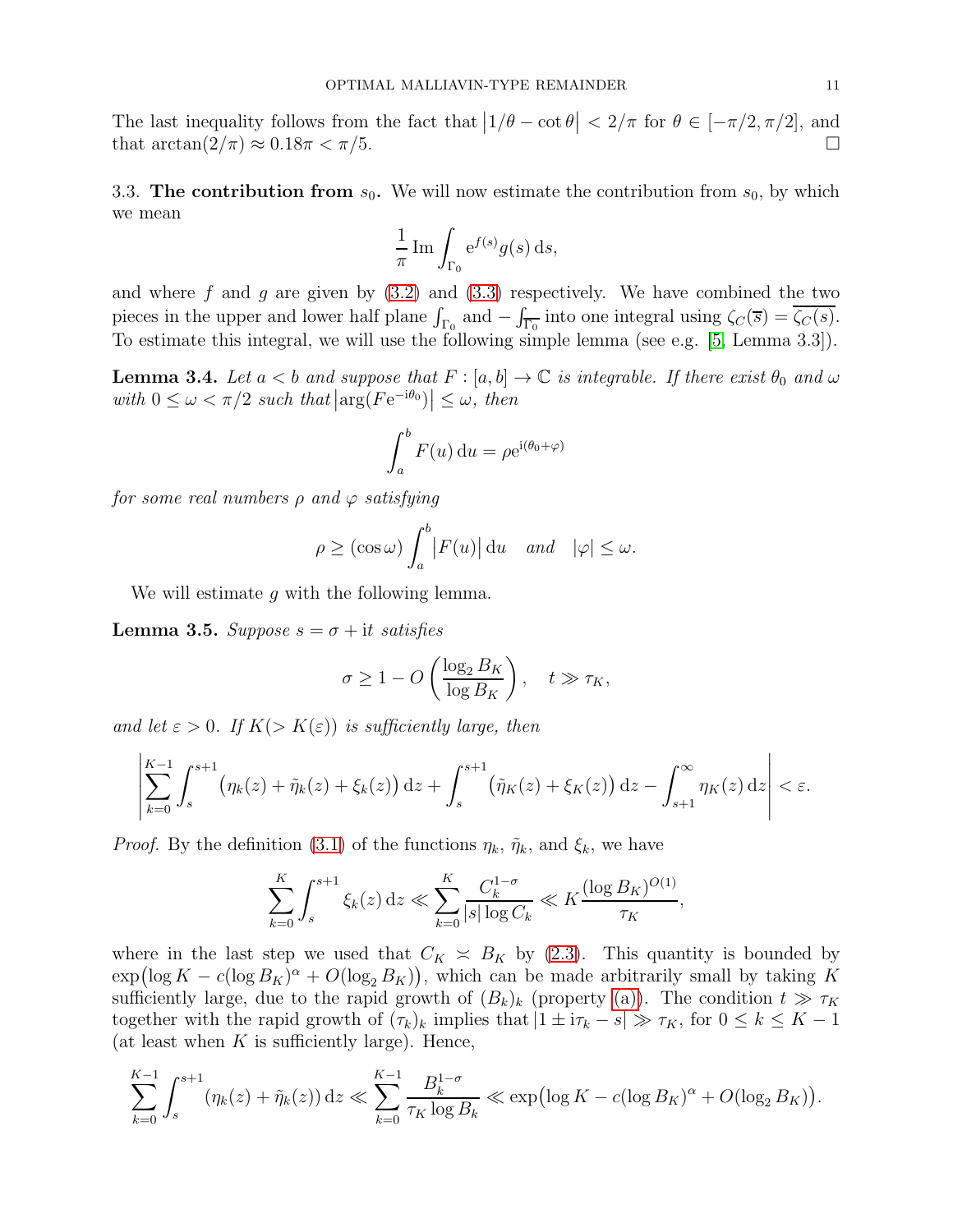The last inequality follows from the fact that $\left|1/\theta - \cot\theta\right| < 2/\pi$ for $\theta \in [-\pi/2, \pi/2]$, and that $\arctan(2/\pi) \approx 0.18\pi < \pi/5$. □

3.3. **The contribution from $s_0$.** We will now estimate the contribution from $s_0$, by which we mean

$$\frac{1}{\pi}\operatorname{Im}\int_{\Gamma_0} \mathrm{e}^{f(s)} g(s)\,\mathrm{d}s,$$

and where $f$ and $g$ are given by (3.2) and (3.3) respectively. We have combined the two pieces in the upper and lower half plane $\int_{\Gamma_0}$ and $-\int_{\overline{\Gamma_0}}$ into one integral using $\zeta_C(\overline{s}) = \overline{\zeta_C(s)}$. To estimate this integral, we will use the following simple lemma (see e.g. [5, Lemma 3.3]).

**Lemma 3.4.** *Let $a < b$ and suppose that $F : [a, b] \to \mathbb{C}$ is integrable. If there exist $\theta_0$ and $\omega$ with $0 \le \omega < \pi/2$ such that $\left|\arg(F\mathrm{e}^{-\mathrm{i}\theta_0})\right| \le \omega$, then*

$$\int_a^b F(u)\,\mathrm{d}u = \rho\mathrm{e}^{\mathrm{i}(\theta_0+\varphi)}$$

*for some real numbers $\rho$ and $\varphi$ satisfying*

$$\rho \ge (\cos\omega)\int_a^b \left|F(u)\right|\mathrm{d}u \quad \text{and} \quad |\varphi| \le \omega.$$

We will estimate $g$ with the following lemma.

**Lemma 3.5.** *Suppose $s = \sigma + \mathrm{i}t$ satisfies*

$$\sigma \ge 1 - O\left(\frac{\log_2 B_K}{\log B_K}\right), \quad t \gg \tau_K,$$

*and let $\varepsilon > 0$. If $K(> K(\varepsilon))$ is sufficiently large, then*

$$\left|\sum_{k=0}^{K-1}\int_s^{s+1}\big(\eta_k(z) + \tilde{\eta}_k(z) + \xi_k(z)\big)\,\mathrm{d}z + \int_s^{s+1}\big(\tilde{\eta}_K(z) + \xi_K(z)\big)\,\mathrm{d}z - \int_{s+1}^{\infty}\eta_K(z)\,\mathrm{d}z\right| < \varepsilon.$$

*Proof.* By the definition (3.1) of the functions $\eta_k$, $\tilde{\eta}_k$, and $\xi_k$, we have

$$\sum_{k=0}^{K}\int_s^{s+1}\xi_k(z)\,\mathrm{d}z \ll \sum_{k=0}^{K}\frac{C_k^{1-\sigma}}{|s|\log C_k} \ll K\frac{(\log B_K)^{O(1)}}{\tau_K},$$

where in the last step we used that $C_K \asymp B_K$ by (2.3). This quantity is bounded by $\exp\big(\log K - c(\log B_K)^\alpha + O(\log_2 B_K)\big)$, which can be made arbitrarily small by taking $K$ sufficiently large, due to the rapid growth of $(B_k)_k$ (property (a)). The condition $t \gg \tau_K$ together with the rapid growth of $(\tau_k)_k$ implies that $|1 \pm \mathrm{i}\tau_k - s| \gg \tau_K$, for $0 \le k \le K-1$ (at least when $K$ is sufficiently large). Hence,

$$\sum_{k=0}^{K-1}\int_s^{s+1}(\eta_k(z) + \tilde{\eta}_k(z))\,\mathrm{d}z \ll \sum_{k=0}^{K-1}\frac{B_k^{1-\sigma}}{\tau_K\log B_k} \ll \exp\big(\log K - c(\log B_K)^\alpha + O(\log_2 B_K)\big).$$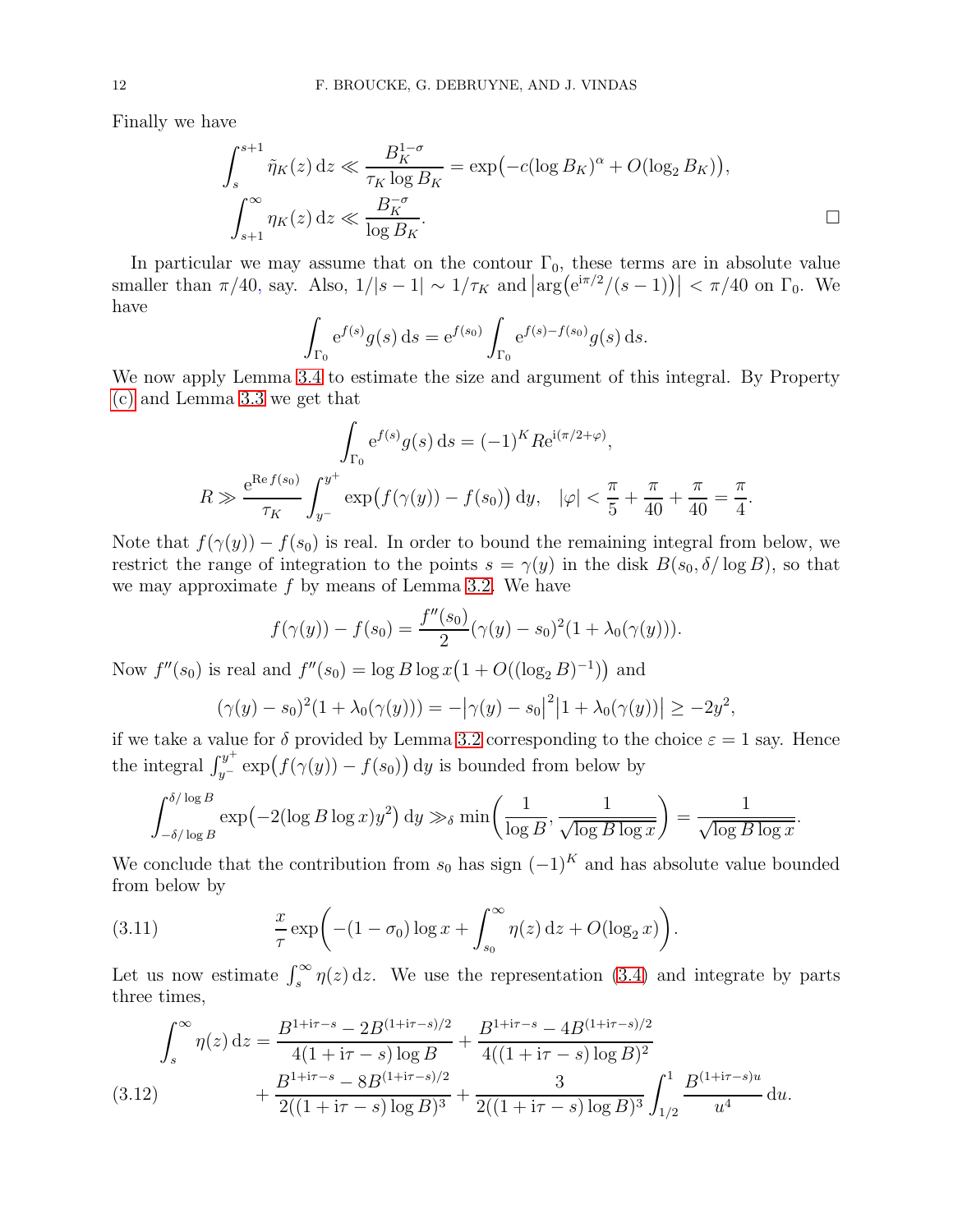Finally we have

$$\int_s^{s+1} \tilde{\eta}_K(z)\,\mathrm{d}z \ll \frac{B_K^{1-\sigma}}{\tau_K \log B_K} = \exp\bigl(-c(\log B_K)^\alpha + O(\log_2 B_K)\bigr),$$
$$\int_{s+1}^\infty \eta_K(z)\,\mathrm{d}z \ll \frac{B_K^{-\sigma}}{\log B_K}. \qquad \square$$

In particular we may assume that on the contour $\Gamma_0$, these terms are in absolute value smaller than $\pi/40$, say. Also, $1/|s-1| \sim 1/\tau_K$ and $\bigl|\arg\bigl(\mathrm{e}^{\mathrm{i}\pi/2}/(s-1)\bigr)\bigr| < \pi/40$ on $\Gamma_0$. We have

$$\int_{\Gamma_0} \mathrm{e}^{f(s)} g(s)\,\mathrm{d}s = \mathrm{e}^{f(s_0)} \int_{\Gamma_0} \mathrm{e}^{f(s)-f(s_0)} g(s)\,\mathrm{d}s.$$

We now apply Lemma 3.4 to estimate the size and argument of this integral. By Property (c) and Lemma 3.3 we get that

$$\int_{\Gamma_0} \mathrm{e}^{f(s)} g(s)\,\mathrm{d}s = (-1)^K R \mathrm{e}^{\mathrm{i}(\pi/2+\varphi)},$$
$$R \gg \frac{\mathrm{e}^{\operatorname{Re} f(s_0)}}{\tau_K} \int_{y^-}^{y^+} \exp\bigl(f(\gamma(y)) - f(s_0)\bigr)\,\mathrm{d}y, \quad |\varphi| < \frac{\pi}{5} + \frac{\pi}{40} + \frac{\pi}{40} = \frac{\pi}{4}.$$

Note that $f(\gamma(y)) - f(s_0)$ is real. In order to bound the remaining integral from below, we restrict the range of integration to the points $s = \gamma(y)$ in the disk $B(s_0, \delta/\log B)$, so that we may approximate $f$ by means of Lemma 3.2. We have

$$f(\gamma(y)) - f(s_0) = \frac{f''(s_0)}{2}(\gamma(y) - s_0)^2(1 + \lambda_0(\gamma(y))).$$

Now $f''(s_0)$ is real and $f''(s_0) = \log B \log x\bigl(1 + O((\log_2 B)^{-1})\bigr)$ and

$$(\gamma(y) - s_0)^2(1 + \lambda_0(\gamma(y))) = -\bigl|\gamma(y) - s_0\bigr|^2\bigl|1 + \lambda_0(\gamma(y))\bigr| \geq -2y^2,$$

if we take a value for $\delta$ provided by Lemma 3.2 corresponding to the choice $\varepsilon = 1$ say. Hence the integral $\int_{y^-}^{y^+} \exp\bigl(f(\gamma(y)) - f(s_0)\bigr)\,\mathrm{d}y$ is bounded from below by

$$\int_{-\delta/\log B}^{\delta/\log B} \exp\bigl(-2(\log B \log x)y^2\bigr)\,\mathrm{d}y \gg_\delta \min\left(\frac{1}{\log B}, \frac{1}{\sqrt{\log B \log x}}\right) = \frac{1}{\sqrt{\log B \log x}}.$$

We conclude that the contribution from $s_0$ has sign $(-1)^K$ and has absolute value bounded from below by

$$\frac{x}{\tau} \exp\left(-(1-\sigma_0)\log x + \int_{s_0}^\infty \eta(z)\,\mathrm{d}z + O(\log_2 x)\right). \tag{3.11}$$

Let us now estimate $\int_s^\infty \eta(z)\,\mathrm{d}z$. We use the representation (3.4) and integrate by parts three times,

$$\begin{aligned}
\int_s^\infty \eta(z)\,\mathrm{d}z &= \frac{B^{1+\mathrm{i}\tau-s} - 2B^{(1+\mathrm{i}\tau-s)/2}}{4(1+\mathrm{i}\tau-s)\log B} + \frac{B^{1+\mathrm{i}\tau-s} - 4B^{(1+\mathrm{i}\tau-s)/2}}{4((1+\mathrm{i}\tau-s)\log B)^2} \\
&\quad + \frac{B^{1+\mathrm{i}\tau-s} - 8B^{(1+\mathrm{i}\tau-s)/2}}{2((1+\mathrm{i}\tau-s)\log B)^3} + \frac{3}{2((1+\mathrm{i}\tau-s)\log B)^3} \int_{1/2}^1 \frac{B^{(1+\mathrm{i}\tau-s)u}}{u^4}\,\mathrm{d}u.
\end{aligned} \tag{3.12}$$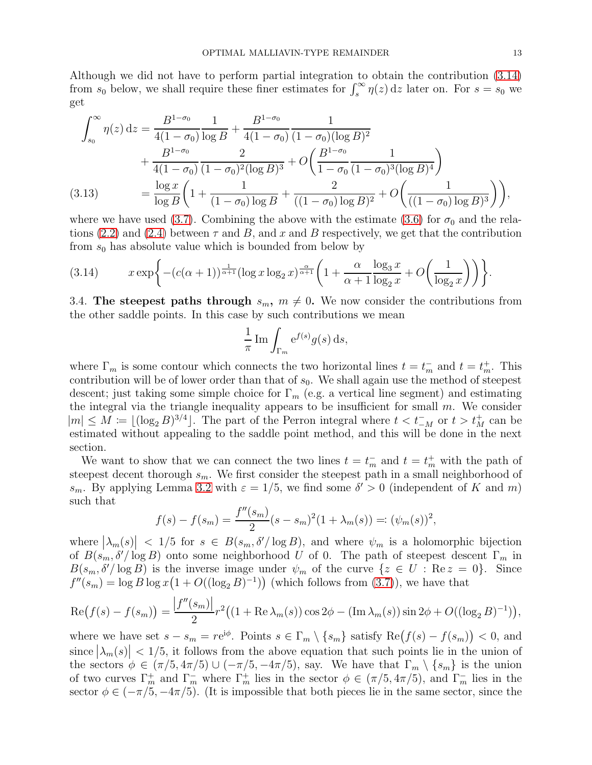Although we did not have to perform partial integration to obtain the contribution (3.14) from $s_0$ below, we shall require these finer estimates for $\int_s^\infty \eta(z)\,\mathrm{d}z$ later on. For $s = s_0$ we get

$$
\begin{aligned}
\int_{s_0}^{\infty} \eta(z)\,\mathrm{d}z &= \frac{B^{1-\sigma_0}}{4(1-\sigma_0)}\frac{1}{\log B} + \frac{B^{1-\sigma_0}}{4(1-\sigma_0)}\frac{1}{(1-\sigma_0)(\log B)^2} \\
&\quad + \frac{B^{1-\sigma_0}}{4(1-\sigma_0)}\frac{2}{(1-\sigma_0)^2(\log B)^3} + O\biggl(\frac{B^{1-\sigma_0}}{1-\sigma_0}\frac{1}{(1-\sigma_0)^3(\log B)^4}\biggr) \\
&= \frac{\log x}{\log B}\biggl(1 + \frac{1}{(1-\sigma_0)\log B} + \frac{2}{((1-\sigma_0)\log B)^2} + O\biggl(\frac{1}{((1-\sigma_0)\log B)^3}\biggr)\biggr), \qquad (3.13)
\end{aligned}
$$

where we have used (3.7). Combining the above with the estimate (3.6) for $\sigma_0$ and the relations (2.2) and (2.4) between $\tau$ and $B$, and $x$ and $B$ respectively, we get that the contribution from $s_0$ has absolute value which is bounded from below by

$$
x\exp\biggl\{-(c(\alpha+1))^{\frac{1}{\alpha+1}}(\log x\log_2 x)^{\frac{\alpha}{\alpha+1}}\biggl(1+\frac{\alpha}{\alpha+1}\frac{\log_3 x}{\log_2 x}+O\biggl(\frac{1}{\log_2 x}\biggr)\biggr)\biggr\}. \qquad (3.14)
$$

3.4. **The steepest paths through $s_m$, $m \neq 0$.** We now consider the contributions from the other saddle points. In this case by such contributions we mean

$$
\frac{1}{\pi}\,\mathrm{Im}\int_{\Gamma_m} \mathrm{e}^{f(s)}g(s)\,\mathrm{d}s,
$$

where $\Gamma_m$ is some contour which connects the two horizontal lines $t = t_m^-$ and $t = t_m^+$. This contribution will be of lower order than that of $s_0$. We shall again use the method of steepest descent; just taking some simple choice for $\Gamma_m$ (e.g. a vertical line segment) and estimating the integral via the triangle inequality appears to be insufficient for small $m$. We consider $|m| \le M := \lfloor(\log_2 B)^{3/4}\rfloor$. The part of the Perron integral where $t < t_{-M}^-$ or $t > t_M^+$ can be estimated without appealing to the saddle point method, and this will be done in the next section.

We want to show that we can connect the two lines $t = t_m^-$ and $t = t_m^+$ with the path of steepest decent thorough $s_m$. We first consider the steepest path in a small neighborhood of $s_m$. By applying Lemma 3.2 with $\varepsilon = 1/5$, we find some $\delta' > 0$ (independent of $K$ and $m$) such that

$$
f(s) - f(s_m) = \frac{f''(s_m)}{2}(s-s_m)^2(1+\lambda_m(s)) =: (\psi_m(s))^2,
$$

where $\bigl|\lambda_m(s)\bigr| < 1/5$ for $s \in B(s_m, \delta'/\log B)$, and where $\psi_m$ is a holomorphic bijection of $B(s_m, \delta'/\log B)$ onto some neighborhood $U$ of 0. The path of steepest descent $\Gamma_m$ in $B(s_m, \delta'/\log B)$ is the inverse image under $\psi_m$ of the curve $\{z \in U : \mathrm{Re}\, z = 0\}$. Since $f''(s_m) = \log B \log x\bigl(1 + O((\log_2 B)^{-1})\bigr)$ (which follows from (3.7)), we have that

$$
\mathrm{Re}\bigl(f(s)-f(s_m)\bigr) = \frac{\bigl|f''(s_m)\bigr|}{2}r^2\bigl((1+\mathrm{Re}\,\lambda_m(s))\cos 2\phi - (\mathrm{Im}\,\lambda_m(s))\sin 2\phi + O((\log_2 B)^{-1})\bigr),
$$

where we have set $s - s_m = r\mathrm{e}^{\mathrm{i}\phi}$. Points $s \in \Gamma_m \setminus \{s_m\}$ satisfy $\mathrm{Re}\bigl(f(s)-f(s_m)\bigr) < 0$, and since $\bigl|\lambda_m(s)\bigr| < 1/5$, it follows from the above equation that such points lie in the union of the sectors $\phi \in (\pi/5, 4\pi/5) \cup (-\pi/5, -4\pi/5)$, say. We have that $\Gamma_m \setminus \{s_m\}$ is the union of two curves $\Gamma_m^+$ and $\Gamma_m^-$ where $\Gamma_m^+$ lies in the sector $\phi \in (\pi/5, 4\pi/5)$, and $\Gamma_m^-$ lies in the sector $\phi \in (-\pi/5, -4\pi/5)$. (It is impossible that both pieces lie in the same sector, since the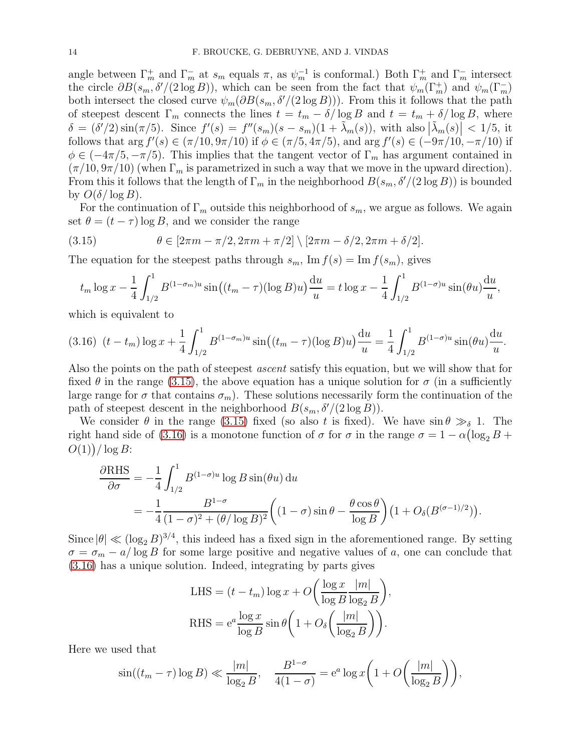angle between $\Gamma_m^+$ and $\Gamma_m^-$ at $s_m$ equals $\pi$, as $\psi_m^{-1}$ is conformal.) Both $\Gamma_m^+$ and $\Gamma_m^-$ intersect the circle $\partial B(s_m, \delta'/(2\log B))$, which can be seen from the fact that $\psi_m(\Gamma_m^+)$ and $\psi_m(\Gamma_m^-)$ both intersect the closed curve $\psi_m(\partial B(s_m, \delta'/(2\log B)))$. From this it follows that the path of steepest descent $\Gamma_m$ connects the lines $t = t_m - \delta/\log B$ and $t = t_m + \delta/\log B$, where $\delta = (\delta'/2)\sin(\pi/5)$. Since $f'(s) = f''(s_m)(s - s_m)(1 + \tilde{\lambda}_m(s))$, with also $\bigl|\tilde{\lambda}_m(s)\bigr| < 1/5$, it follows that $\arg f'(s) \in (\pi/10, 9\pi/10)$ if $\phi \in (\pi/5, 4\pi/5)$, and $\arg f'(s) \in (-9\pi/10, -\pi/10)$ if $\phi \in (-4\pi/5, -\pi/5)$. This implies that the tangent vector of $\Gamma_m$ has argument contained in $(\pi/10, 9\pi/10)$ (when $\Gamma_m$ is parametrized in such a way that we move in the upward direction). From this it follows that the length of $\Gamma_m$ in the neighborhood $B(s_m, \delta'/(2\log B))$ is bounded by $O(\delta/\log B)$.

For the continuation of $\Gamma_m$ outside this neighborhood of $s_m$, we argue as follows. We again set $\theta = (t - \tau)\log B$, and we consider the range

$$\theta \in [2\pi m - \pi/2, 2\pi m + \pi/2] \setminus [2\pi m - \delta/2, 2\pi m + \delta/2]. \tag{3.15}$$

The equation for the steepest paths through $s_m$, $\operatorname{Im} f(s) = \operatorname{Im} f(s_m)$, gives

$$t_m \log x - \frac{1}{4}\int_{1/2}^{1} B^{(1-\sigma_m)u} \sin\bigl((t_m - \tau)(\log B)u\bigr)\frac{\mathrm{d}u}{u} = t\log x - \frac{1}{4}\int_{1/2}^{1} B^{(1-\sigma)u}\sin(\theta u)\frac{\mathrm{d}u}{u},$$

which is equivalent to

$$(t - t_m)\log x + \frac{1}{4}\int_{1/2}^{1} B^{(1-\sigma_m)u}\sin\bigl((t_m - \tau)(\log B)u\bigr)\frac{\mathrm{d}u}{u} = \frac{1}{4}\int_{1/2}^{1} B^{(1-\sigma)u}\sin(\theta u)\frac{\mathrm{d}u}{u}. \tag{3.16}$$

Also the points on the path of steepest *ascent* satisfy this equation, but we will show that for fixed $\theta$ in the range (3.15), the above equation has a unique solution for $\sigma$ (in a sufficiently large range for $\sigma$ that contains $\sigma_m$). These solutions necessarily form the continuation of the path of steepest descent in the neighborhood $B(s_m, \delta'/(2\log B))$.

We consider $\theta$ in the range (3.15) fixed (so also $t$ is fixed). We have $\sin\theta \gg_\delta 1$. The right hand side of (3.16) is a monotone function of $\sigma$ for $\sigma$ in the range $\sigma = 1 - \alpha\bigl(\log_2 B + O(1)\bigr)/\log B$:

$$\begin{aligned}
\frac{\partial \mathrm{RHS}}{\partial\sigma} &= -\frac{1}{4}\int_{1/2}^{1} B^{(1-\sigma)u}\log B\sin(\theta u)\,\mathrm{d}u \\
&= -\frac{1}{4}\frac{B^{1-\sigma}}{(1-\sigma)^2 + (\theta/\log B)^2}\biggl((1-\sigma)\sin\theta - \frac{\theta\cos\theta}{\log B}\biggr)\bigl(1 + O_\delta(B^{(\sigma-1)/2})\bigr).
\end{aligned}$$

Since $|\theta| \ll (\log_2 B)^{3/4}$, this indeed has a fixed sign in the aforementioned range. By setting $\sigma = \sigma_m - a/\log B$ for some large positive and negative values of $a$, one can conclude that (3.16) has a unique solution. Indeed, integrating by parts gives

$$\mathrm{LHS} = (t - t_m)\log x + O\biggl(\frac{\log x}{\log B}\frac{|m|}{\log_2 B}\biggr),$$

$$\mathrm{RHS} = \mathrm{e}^{a}\frac{\log x}{\log B}\sin\theta\biggl(1 + O_\delta\biggl(\frac{|m|}{\log_2 B}\biggr)\biggr).$$

Here we used that

$$\sin((t_m - \tau)\log B) \ll \frac{|m|}{\log_2 B}, \quad \frac{B^{1-\sigma}}{4(1-\sigma)} = \mathrm{e}^{a}\log x\biggl(1 + O\biggl(\frac{|m|}{\log_2 B}\biggr)\biggr),$$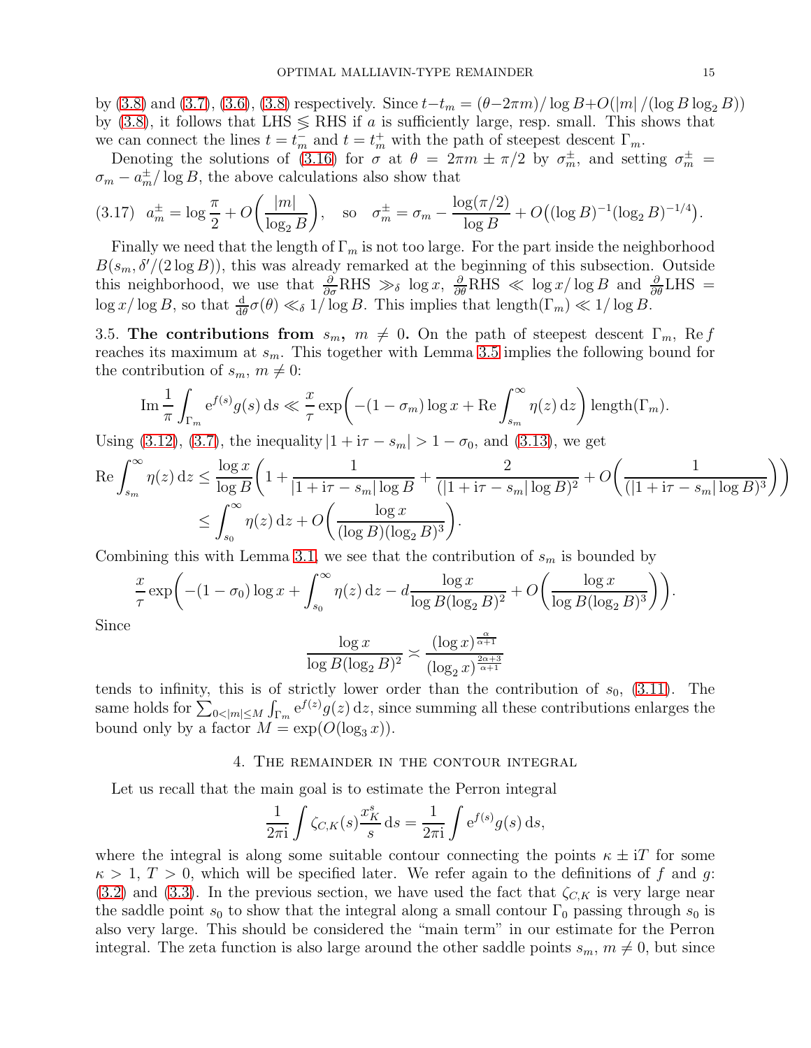by (3.8) and (3.7), (3.6), (3.8) respectively. Since $t - t_m = (\theta - 2\pi m)/\log B + O(|m|/(\log B \log_2 B))$ by (3.8), it follows that LHS $\lessgtr$ RHS if $a$ is sufficiently large, resp. small. This shows that we can connect the lines $t = t_m^-$ and $t = t_m^+$ with the path of steepest descent $\Gamma_m$.

Denoting the solutions of (3.16) for $\sigma$ at $\theta = 2\pi m \pm \pi/2$ by $\sigma_m^\pm$, and setting $\sigma_m^\pm = \sigma_m - a_m^\pm/\log B$, the above calculations also show that

$$(3.17)\quad a_m^\pm = \log\frac{\pi}{2} + O\bigg(\frac{|m|}{\log_2 B}\bigg), \quad \text{so} \quad \sigma_m^\pm = \sigma_m - \frac{\log(\pi/2)}{\log B} + O\big((\log B)^{-1}(\log_2 B)^{-1/4}\big).$$

Finally we need that the length of $\Gamma_m$ is not too large. For the part inside the neighborhood $B(s_m, \delta'/(2\log B))$, this was already remarked at the beginning of this subsection. Outside this neighborhood, we use that $\frac{\partial}{\partial\sigma}\text{RHS} \gg_\delta \log x$, $\frac{\partial}{\partial\theta}\text{RHS} \ll \log x/\log B$ and $\frac{\partial}{\partial\theta}\text{LHS} = \log x/\log B$, so that $\frac{\mathrm{d}}{\mathrm{d}\theta}\sigma(\theta) \ll_\delta 1/\log B$. This implies that $\text{length}(\Gamma_m) \ll 1/\log B$.

3.5. **The contributions from $s_m$, $m \neq 0$.** On the path of steepest descent $\Gamma_m$, $\operatorname{Re} f$ reaches its maximum at $s_m$. This together with Lemma 3.5 implies the following bound for the contribution of $s_m$, $m \neq 0$:

$$\operatorname{Im}\frac{1}{\pi}\int_{\Gamma_m} \mathrm{e}^{f(s)} g(s)\,\mathrm{d}s \ll \frac{x}{\tau}\exp\bigg(-(1-\sigma_m)\log x + \operatorname{Re}\int_{s_m}^\infty \eta(z)\,\mathrm{d}z\bigg)\,\text{length}(\Gamma_m).$$

Using (3.12), (3.7), the inequality $|1 + \mathrm{i}\tau - s_m| > 1 - \sigma_0$, and (3.13), we get

$$\begin{aligned}
\operatorname{Re}\int_{s_m}^\infty \eta(z)\,\mathrm{d}z &\le \frac{\log x}{\log B}\bigg(1 + \frac{1}{|1+\mathrm{i}\tau - s_m|\log B} + \frac{2}{(|1+\mathrm{i}\tau - s_m|\log B)^2} + O\bigg(\frac{1}{(|1+\mathrm{i}\tau - s_m|\log B)^3}\bigg)\bigg) \\
&\le \int_{s_0}^\infty \eta(z)\,\mathrm{d}z + O\bigg(\frac{\log x}{(\log B)(\log_2 B)^3}\bigg).
\end{aligned}$$

Combining this with Lemma 3.1, we see that the contribution of $s_m$ is bounded by

$$\frac{x}{\tau}\exp\bigg(-(1-\sigma_0)\log x + \int_{s_0}^\infty \eta(z)\,\mathrm{d}z - d\frac{\log x}{\log B(\log_2 B)^2} + O\bigg(\frac{\log x}{\log B(\log_2 B)^3}\bigg)\bigg).$$

Since

$$\frac{\log x}{\log B(\log_2 B)^2} \asymp \frac{(\log x)^{\frac{\alpha}{\alpha+1}}}{(\log_2 x)^{\frac{2\alpha+3}{\alpha+1}}}$$

tends to infinity, this is of strictly lower order than the contribution of $s_0$, (3.11). The same holds for $\sum_{0<|m|\le M}\int_{\Gamma_m}\mathrm{e}^{f(z)}g(z)\,\mathrm{d}z$, since summing all these contributions enlarges the bound only by a factor $M = \exp(O(\log_3 x))$.

## 4. The remainder in the contour integral

Let us recall that the main goal is to estimate the Perron integral

$$\frac{1}{2\pi\mathrm{i}}\int \zeta_{C,K}(s)\frac{x_K^s}{s}\,\mathrm{d}s = \frac{1}{2\pi\mathrm{i}}\int \mathrm{e}^{f(s)}g(s)\,\mathrm{d}s,$$

where the integral is along some suitable contour connecting the points $\kappa \pm \mathrm{i}T$ for some $\kappa > 1$, $T > 0$, which will be specified later. We refer again to the definitions of $f$ and $g$: (3.2) and (3.3). In the previous section, we have used the fact that $\zeta_{C,K}$ is very large near the saddle point $s_0$ to show that the integral along a small contour $\Gamma_0$ passing through $s_0$ is also very large. This should be considered the "main term" in our estimate for the Perron integral. The zeta function is also large around the other saddle points $s_m$, $m \neq 0$, but since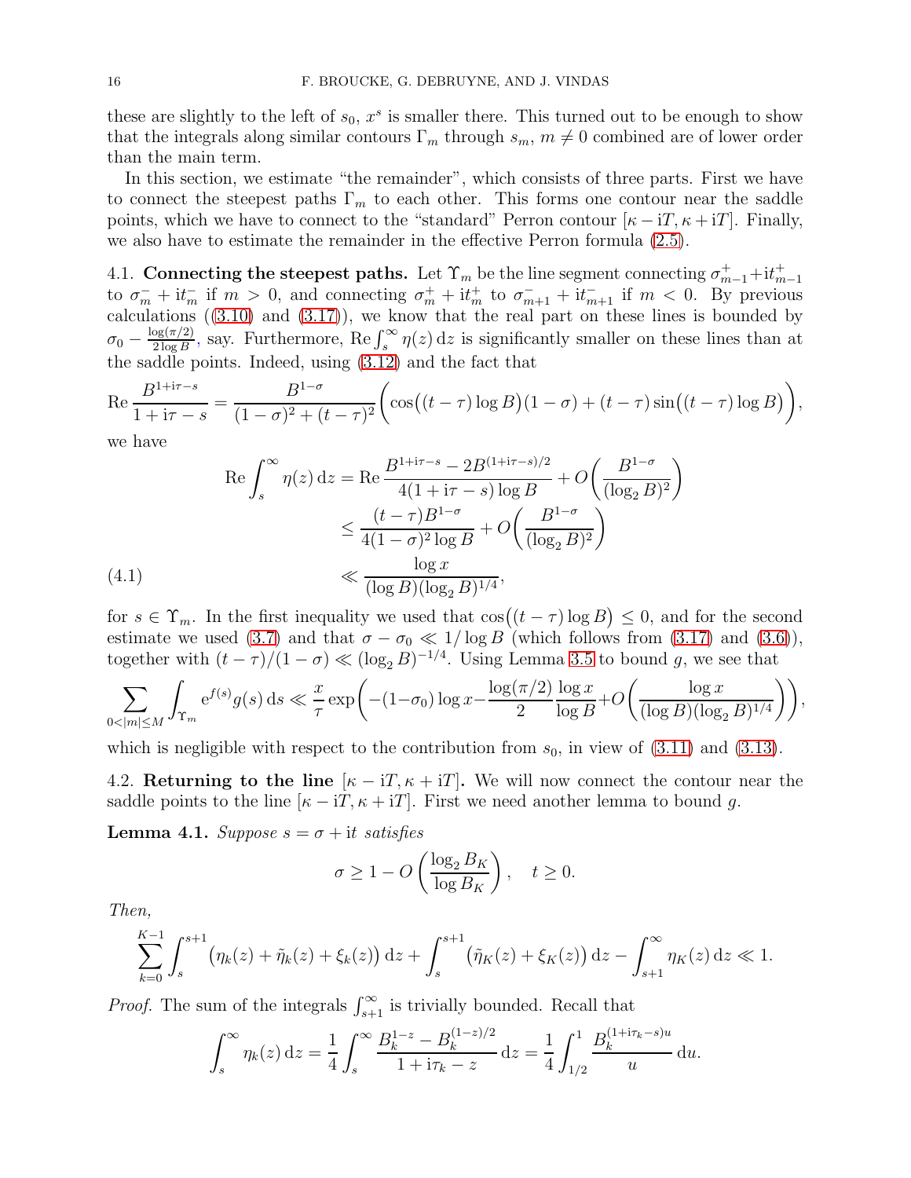these are slightly to the left of $s_0$, $x^s$ is smaller there. This turned out to be enough to show that the integrals along similar contours $\Gamma_m$ through $s_m$, $m \neq 0$ combined are of lower order than the main term.

In this section, we estimate "the remainder", which consists of three parts. First we have to connect the steepest paths $\Gamma_m$ to each other. This forms one contour near the saddle points, which we have to connect to the "standard" Perron contour $[\kappa - \mathrm{i}T, \kappa + \mathrm{i}T]$. Finally, we also have to estimate the remainder in the effective Perron formula (2.5).

4.1. **Connecting the steepest paths.** Let $\Upsilon_m$ be the line segment connecting $\sigma^+_{m-1} + \mathrm{i}t^+_{m-1}$ to $\sigma^-_m + \mathrm{i}t^-_m$ if $m > 0$, and connecting $\sigma^+_m + \mathrm{i}t^+_m$ to $\sigma^-_{m+1} + \mathrm{i}t^-_{m+1}$ if $m < 0$. By previous calculations ((3.10) and (3.17)), we know that the real part on these lines is bounded by $\sigma_0 - \frac{\log(\pi/2)}{2\log B}$, say. Furthermore, $\operatorname{Re}\int_s^\infty \eta(z)\,\mathrm{d}z$ is significantly smaller on these lines than at the saddle points. Indeed, using (3.12) and the fact that

$$
\operatorname{Re}\frac{B^{1+\mathrm{i}\tau - s}}{1+\mathrm{i}\tau - s} = \frac{B^{1-\sigma}}{(1-\sigma)^2 + (t-\tau)^2}\biggl(\cos\bigl((t-\tau)\log B\bigr)(1-\sigma) + (t-\tau)\sin\bigl((t-\tau)\log B\bigr)\biggr),
$$

we have

$$
\begin{aligned}
\operatorname{Re}\int_s^\infty \eta(z)\,\mathrm{d}z &= \operatorname{Re}\frac{B^{1+\mathrm{i}\tau-s} - 2B^{(1+\mathrm{i}\tau-s)/2}}{4(1+\mathrm{i}\tau - s)\log B} + O\biggl(\frac{B^{1-\sigma}}{(\log_2 B)^2}\biggr) \\
&\le \frac{(t-\tau)B^{1-\sigma}}{4(1-\sigma)^2\log B} + O\biggl(\frac{B^{1-\sigma}}{(\log_2 B)^2}\biggr) \\
&\ll \frac{\log x}{(\log B)(\log_2 B)^{1/4}}, \qquad (4.1)
\end{aligned}
$$

for $s \in \Upsilon_m$. In the first inequality we used that $\cos\bigl((t-\tau)\log B\bigr) \le 0$, and for the second estimate we used (3.7) and that $\sigma - \sigma_0 \ll 1/\log B$ (which follows from (3.17) and (3.6)), together with $(t-\tau)/(1-\sigma) \ll (\log_2 B)^{-1/4}$. Using Lemma 3.5 to bound $g$, we see that

$$
\sum_{0<|m|\le M}\int_{\Upsilon_m} \mathrm{e}^{f(s)} g(s)\,\mathrm{d}s \ll \frac{x}{\tau}\exp\biggl(-(1-\sigma_0)\log x - \frac{\log(\pi/2)}{2}\frac{\log x}{\log B} + O\biggl(\frac{\log x}{(\log B)(\log_2 B)^{1/4}}\biggr)\biggr),
$$

which is negligible with respect to the contribution from $s_0$, in view of (3.11) and (3.13).

4.2. **Returning to the line** $[\kappa - \mathrm{i}T, \kappa + \mathrm{i}T]$**.** We will now connect the contour near the saddle points to the line $[\kappa - \mathrm{i}T, \kappa + \mathrm{i}T]$. First we need another lemma to bound $g$.

**Lemma 4.1.** *Suppose $s = \sigma + \mathrm{i}t$ satisfies*

$$
\sigma \ge 1 - O\biggl(\frac{\log_2 B_K}{\log B_K}\biggr), \quad t \ge 0.
$$

*Then,*

$$
\sum_{k=0}^{K-1}\int_s^{s+1}\bigl(\eta_k(z) + \tilde{\eta}_k(z) + \xi_k(z)\bigr)\,\mathrm{d}z + \int_s^{s+1}\bigl(\tilde{\eta}_K(z) + \xi_K(z)\bigr)\,\mathrm{d}z - \int_{s+1}^\infty \eta_K(z)\,\mathrm{d}z \ll 1.
$$

*Proof.* The sum of the integrals $\int_{s+1}^\infty$ is trivially bounded. Recall that

$$
\int_s^\infty \eta_k(z)\,\mathrm{d}z = \frac{1}{4}\int_s^\infty \frac{B_k^{1-z} - B_k^{(1-z)/2}}{1+\mathrm{i}\tau_k - z}\,\mathrm{d}z = \frac{1}{4}\int_{1/2}^1 \frac{B_k^{(1+\mathrm{i}\tau_k - s)u}}{u}\,\mathrm{d}u.
$$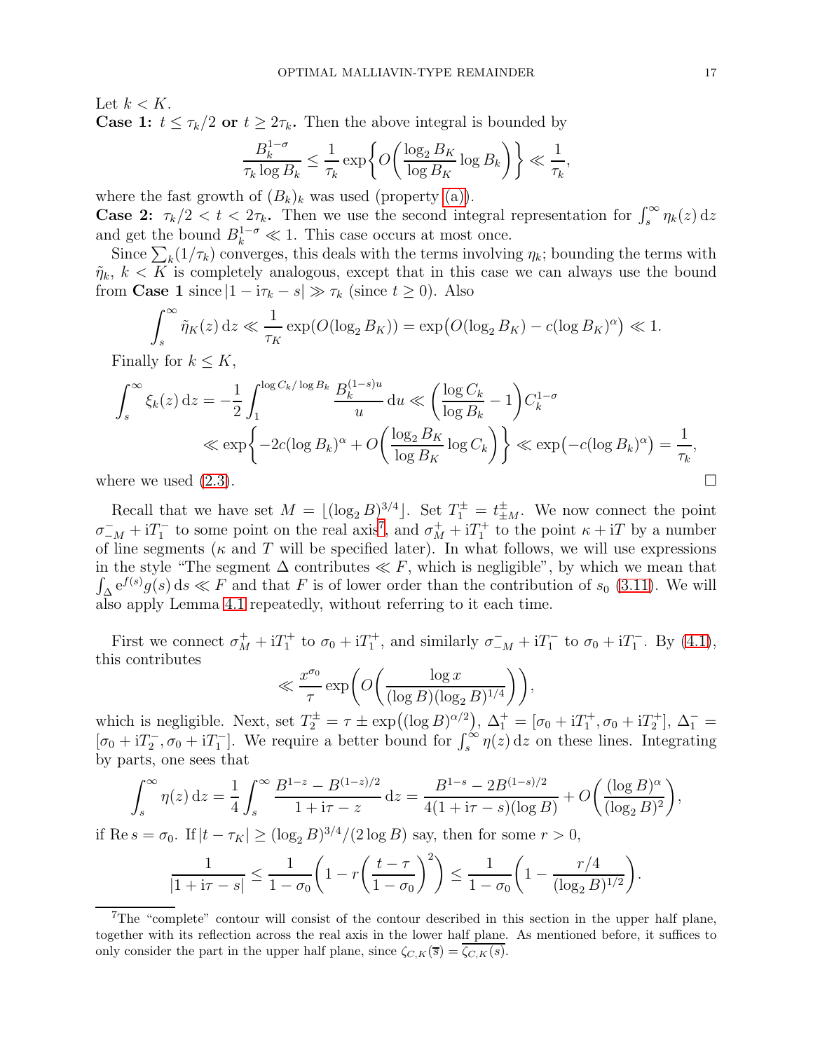Let $k < K$.

**Case 1: $t \le \tau_k/2$ or $t \ge 2\tau_k$.** Then the above integral is bounded by

$$\frac{B_k^{1-\sigma}}{\tau_k \log B_k} \le \frac{1}{\tau_k} \exp\left\{ O\left( \frac{\log_2 B_K}{\log B_K} \log B_k \right) \right\} \ll \frac{1}{\tau_k},$$

where the fast growth of $(B_k)_k$ was used (property (a)).

**Case 2: $\tau_k/2 < t < 2\tau_k$.** Then we use the second integral representation for $\int_s^\infty \eta_k(z)\,\mathrm{d}z$ and get the bound $B_k^{1-\sigma} \ll 1$. This case occurs at most once.

Since $\sum_k (1/\tau_k)$ converges, this deals with the terms involving $\eta_k$; bounding the terms with $\tilde{\eta}_k$, $k < K$ is completely analogous, except that in this case we can always use the bound from **Case 1** since $|1 - \mathrm{i}\tau_k - s| \gg \tau_k$ (since $t \ge 0$). Also

$$\int_s^\infty \tilde{\eta}_K(z)\,\mathrm{d}z \ll \frac{1}{\tau_K}\exp(O(\log_2 B_K)) = \exp\big(O(\log_2 B_K) - c(\log B_K)^\alpha\big) \ll 1.$$

Finally for $k \le K$,

$$\begin{aligned}\int_s^\infty \xi_k(z)\,\mathrm{d}z &= -\frac{1}{2}\int_1^{\log C_k/\log B_k} \frac{B_k^{(1-s)u}}{u}\,\mathrm{d}u \ll \left(\frac{\log C_k}{\log B_k} - 1\right) C_k^{1-\sigma} \\ &\ll \exp\left\{-2c(\log B_k)^\alpha + O\left(\frac{\log_2 B_K}{\log B_K}\log C_k\right)\right\} \ll \exp\big(-c(\log B_k)^\alpha\big) = \frac{1}{\tau_k},\end{aligned}$$

where we used (2.3). $\square$

Recall that we have set $M = \lfloor (\log_2 B)^{3/4} \rfloor$. Set $T_1^\pm = t_{\pm M}^\pm$. We now connect the point $\sigma_{-M}^- + \mathrm{i}T_1^-$ to some point on the real axis[7], and $\sigma_M^+ + \mathrm{i}T_1^+$ to the point $\kappa + \mathrm{i}T$ by a number of line segments ($\kappa$ and $T$ will be specified later). In what follows, we will use expressions in the style "The segment $\Delta$ contributes $\ll F$, which is negligible", by which we mean that $\int_\Delta \mathrm{e}^{f(s)} g(s)\,\mathrm{d}s \ll F$ and that $F$ is of lower order than the contribution of $s_0$ (3.11). We will also apply Lemma 4.1 repeatedly, without referring to it each time.

First we connect $\sigma_M^+ + \mathrm{i}T_1^+$ to $\sigma_0 + \mathrm{i}T_1^+$, and similarly $\sigma_{-M}^- + \mathrm{i}T_1^-$ to $\sigma_0 + \mathrm{i}T_1^-$. By (4.1), this contributes

$$\ll \frac{x^{\sigma_0}}{\tau}\exp\left(O\left(\frac{\log x}{(\log B)(\log_2 B)^{1/4}}\right)\right),$$

which is negligible. Next, set $T_2^\pm = \tau \pm \exp\big((\log B)^{\alpha/2}\big)$, $\Delta_1^+ = [\sigma_0 + \mathrm{i}T_1^+, \sigma_0 + \mathrm{i}T_2^+]$, $\Delta_1^- = [\sigma_0 + \mathrm{i}T_2^-, \sigma_0 + \mathrm{i}T_1^-]$. We require a better bound for $\int_s^\infty \eta(z)\,\mathrm{d}z$ on these lines. Integrating by parts, one sees that

$$\int_s^\infty \eta(z)\,\mathrm{d}z = \frac{1}{4}\int_s^\infty \frac{B^{1-z} - B^{(1-z)/2}}{1 + \mathrm{i}\tau - z}\,\mathrm{d}z = \frac{B^{1-s} - 2B^{(1-s)/2}}{4(1 + \mathrm{i}\tau - s)(\log B)} + O\left(\frac{(\log B)^\alpha}{(\log_2 B)^2}\right),$$

if $\operatorname{Re} s = \sigma_0$. If $|t - \tau_K| \ge (\log_2 B)^{3/4}/(2\log B)$ say, then for some $r > 0$,

$$\frac{1}{|1 + \mathrm{i}\tau - s|} \le \frac{1}{1 - \sigma_0}\left(1 - r\left(\frac{t - \tau}{1 - \sigma_0}\right)^2\right) \le \frac{1}{1 - \sigma_0}\left(1 - \frac{r/4}{(\log_2 B)^{1/2}}\right).$$

---

[7] The "complete" contour will consist of the contour described in this section in the upper half plane, together with its reflection across the real axis in the lower half plane. As mentioned before, it suffices to only consider the part in the upper half plane, since $\zeta_{C,K}(\overline{s}) = \overline{\zeta_{C,K}(s)}$.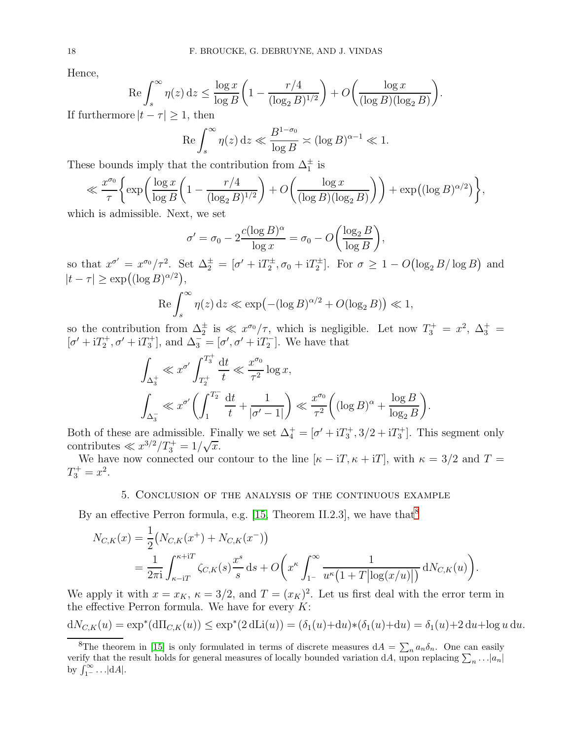Hence,

$$\operatorname{Re} \int_s^\infty \eta(z)\,\mathrm{d}z \le \frac{\log x}{\log B}\left(1 - \frac{r/4}{(\log_2 B)^{1/2}}\right) + O\left(\frac{\log x}{(\log B)(\log_2 B)}\right).$$

If furthermore $|t - \tau| \ge 1$, then

$$\operatorname{Re} \int_s^\infty \eta(z)\,\mathrm{d}z \ll \frac{B^{1-\sigma_0}}{\log B} \asymp (\log B)^{\alpha - 1} \ll 1.$$

These bounds imply that the contribution from $\Delta_1^\pm$ is

$$\ll \frac{x^{\sigma_0}}{\tau}\left\{\exp\left(\frac{\log x}{\log B}\left(1 - \frac{r/4}{(\log_2 B)^{1/2}}\right) + O\left(\frac{\log x}{(\log B)(\log_2 B)}\right)\right) + \exp\bigl((\log B)^{\alpha/2}\bigr)\right\},$$

which is admissible. Next, we set

$$\sigma' = \sigma_0 - 2\frac{c(\log B)^\alpha}{\log x} = \sigma_0 - O\left(\frac{\log_2 B}{\log B}\right),$$

so that $x^{\sigma'} = x^{\sigma_0}/\tau^2$. Set $\Delta_2^\pm = [\sigma' + \mathrm{i}T_2^\pm, \sigma_0 + \mathrm{i}T_2^\pm]$. For $\sigma \ge 1 - O\bigl(\log_2 B/\log B\bigr)$ and $|t - \tau| \ge \exp\bigl((\log B)^{\alpha/2}\bigr)$,

$$\operatorname{Re} \int_s^\infty \eta(z)\,\mathrm{d}z \ll \exp\bigl(-(\log B)^{\alpha/2} + O(\log_2 B)\bigr) \ll 1,$$

so the contribution from $\Delta_2^\pm$ is $\ll x^{\sigma_0}/\tau$, which is negligible. Let now $T_3^+ = x^2$, $\Delta_3^+ = [\sigma' + \mathrm{i}T_2^+, \sigma' + \mathrm{i}T_3^+]$, and $\Delta_3^- = [\sigma', \sigma' + \mathrm{i}T_2^-]$. We have that

$$\int_{\Delta_3^+} \ll x^{\sigma'} \int_{T_2^+}^{T_3^+} \frac{\mathrm{d}t}{t} \ll \frac{x^{\sigma_0}}{\tau^2}\log x,$$

$$\int_{\Delta_3^-} \ll x^{\sigma'}\left(\int_1^{T_2^-} \frac{\mathrm{d}t}{t} + \frac{1}{|\sigma' - 1|}\right) \ll \frac{x^{\sigma_0}}{\tau^2}\left((\log B)^\alpha + \frac{\log B}{\log_2 B}\right).$$

Both of these are admissible. Finally we set $\Delta_4^+ = [\sigma' + \mathrm{i}T_3^+, 3/2 + \mathrm{i}T_3^+]$. This segment only contributes $\ll x^{3/2}/T_3^+ = 1/\sqrt{x}$.

We have now connected our contour to the line $[\kappa - \mathrm{i}T, \kappa + \mathrm{i}T]$, with $\kappa = 3/2$ and $T = T_3^+ = x^2$.

## 5. Conclusion of the analysis of the continuous example

By an effective Perron formula, e.g. [15, Theorem II.2.3], we have that[8]

$$\begin{aligned} N_{C,K}(x) &= \frac{1}{2}\bigl(N_{C,K}(x^+) + N_{C,K}(x^-)\bigr) \\ &= \frac{1}{2\pi\mathrm{i}}\int_{\kappa - \mathrm{i}T}^{\kappa + \mathrm{i}T} \zeta_{C,K}(s)\frac{x^s}{s}\,\mathrm{d}s + O\left(x^\kappa \int_{1^-}^\infty \frac{1}{u^\kappa\bigl(1 + T|\log(x/u)|\bigr)}\,\mathrm{d}N_{C,K}(u)\right). \end{aligned}$$

We apply it with $x = x_K$, $\kappa = 3/2$, and $T = (x_K)^2$. Let us first deal with the error term in the effective Perron formula. We have for every $K$:

$$\mathrm{d}N_{C,K}(u) = \exp^*(\mathrm{d}\Pi_{C,K}(u)) \le \exp^*(2\,\mathrm{dLi}(u)) = (\delta_1(u) + \mathrm{d}u) * (\delta_1(u) + \mathrm{d}u) = \delta_1(u) + 2\,\mathrm{d}u + \log u\,\mathrm{d}u.$$

---

[8] The theorem in [15] is only formulated in terms of discrete measures $\mathrm{d}A = \sum_n a_n \delta_n$. One can easily verify that the result holds for general measures of locally bounded variation $\mathrm{d}A$, upon replacing $\sum_n \ldots |a_n|$ by $\int_{1^-}^\infty \ldots |\mathrm{d}A|$.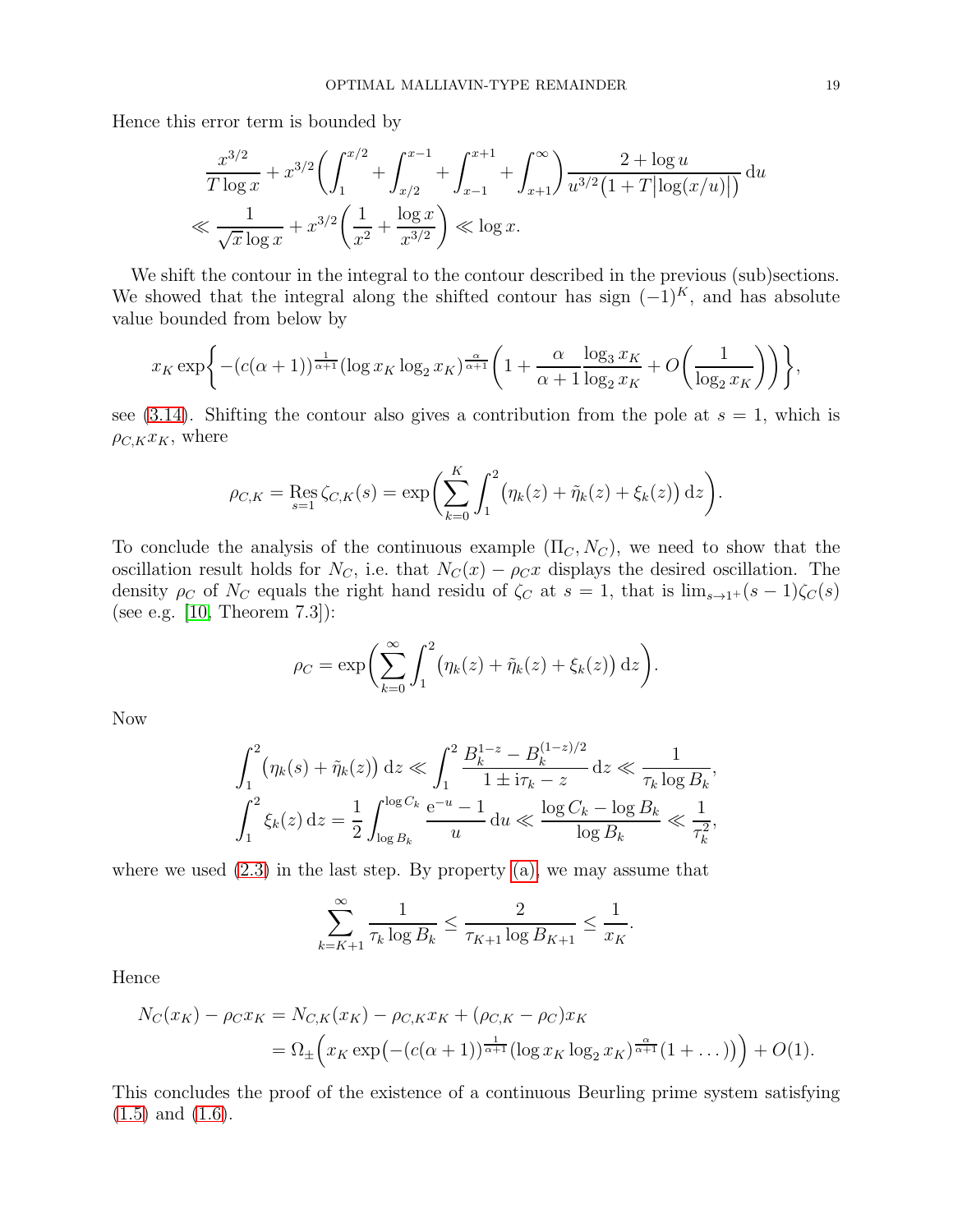Hence this error term is bounded by

$$
\begin{aligned}
&\frac{x^{3/2}}{T\log x} + x^{3/2}\bigg(\int_1^{x/2} + \int_{x/2}^{x-1} + \int_{x-1}^{x+1} + \int_{x+1}^{\infty}\bigg)\frac{2+\log u}{u^{3/2}\big(1+T\big|\log(x/u)\big|\big)}\,\mathrm{d}u \\
&\ll \frac{1}{\sqrt{x}\log x} + x^{3/2}\bigg(\frac{1}{x^2} + \frac{\log x}{x^{3/2}}\bigg) \ll \log x.
\end{aligned}
$$

We shift the contour in the integral to the contour described in the previous (sub)sections. We showed that the integral along the shifted contour has sign $(-1)^K$, and has absolute value bounded from below by

$$
x_K \exp\bigg\{-(c(\alpha+1))^{\frac{1}{\alpha+1}}(\log x_K \log_2 x_K)^{\frac{\alpha}{\alpha+1}}\bigg(1 + \frac{\alpha}{\alpha+1}\frac{\log_3 x_K}{\log_2 x_K} + O\bigg(\frac{1}{\log_2 x_K}\bigg)\bigg)\bigg\},
$$

see (3.14). Shifting the contour also gives a contribution from the pole at $s=1$, which is $\rho_{C,K}x_K$, where

$$
\rho_{C,K} = \operatorname*{Res}_{s=1}\zeta_{C,K}(s) = \exp\bigg(\sum_{k=0}^{K}\int_1^2\big(\eta_k(z) + \tilde{\eta}_k(z) + \xi_k(z)\big)\,\mathrm{d}z\bigg).
$$

To conclude the analysis of the continuous example $(\Pi_C, N_C)$, we need to show that the oscillation result holds for $N_C$, i.e. that $N_C(x) - \rho_C x$ displays the desired oscillation. The density $\rho_C$ of $N_C$ equals the right hand residu of $\zeta_C$ at $s=1$, that is $\lim_{s\to1^+}(s-1)\zeta_C(s)$ (see e.g. [10, Theorem 7.3]):

$$
\rho_C = \exp\bigg(\sum_{k=0}^{\infty}\int_1^2\big(\eta_k(z) + \tilde{\eta}_k(z) + \xi_k(z)\big)\,\mathrm{d}z\bigg).
$$

Now

$$
\begin{aligned}
\int_1^2\big(\eta_k(s) + \tilde{\eta}_k(z)\big)\,\mathrm{d}z &\ll \int_1^2 \frac{B_k^{1-z} - B_k^{(1-z)/2}}{1 \pm \mathrm{i}\tau_k - z}\,\mathrm{d}z \ll \frac{1}{\tau_k \log B_k}, \\
\int_1^2 \xi_k(z)\,\mathrm{d}z &= \frac{1}{2}\int_{\log B_k}^{\log C_k}\frac{\mathrm{e}^{-u}-1}{u}\,\mathrm{d}u \ll \frac{\log C_k - \log B_k}{\log B_k} \ll \frac{1}{\tau_k^2},
\end{aligned}
$$

where we used (2.3) in the last step. By property (a), we may assume that

$$
\sum_{k=K+1}^{\infty}\frac{1}{\tau_k\log B_k} \le \frac{2}{\tau_{K+1}\log B_{K+1}} \le \frac{1}{x_K}.
$$

Hence

$$
\begin{aligned}
N_C(x_K) - \rho_C x_K &= N_{C,K}(x_K) - \rho_{C,K}x_K + (\rho_{C,K} - \rho_C)x_K \\
&= \Omega_{\pm}\Big(x_K\exp\big(-(c(\alpha+1))^{\frac{1}{\alpha+1}}(\log x_K\log_2 x_K)^{\frac{\alpha}{\alpha+1}}(1+\dots)\big)\Big) + O(1).
\end{aligned}
$$

This concludes the proof of the existence of a continuous Beurling prime system satisfying (1.5) and (1.6).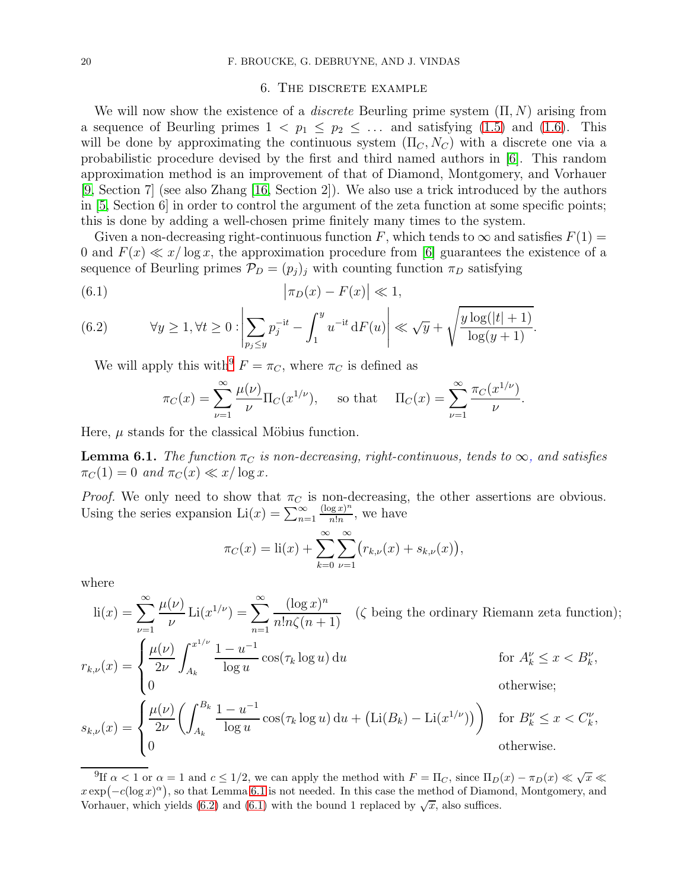## 6. The discrete example

We will now show the existence of a *discrete* Beurling prime system $(\Pi, N)$ arising from a sequence of Beurling primes $1 < p_1 \leq p_2 \leq \dots$ and satisfying (1.5) and (1.6). This will be done by approximating the continuous system $(\Pi_C, N_C)$ with a discrete one via a probabilistic procedure devised by the first and third named authors in [6]. This random approximation method is an improvement of that of Diamond, Montgomery, and Vorhauer [9, Section 7] (see also Zhang [16, Section 2]). We also use a trick introduced by the authors in [5, Section 6] in order to control the argument of the zeta function at some specific points; this is done by adding a well-chosen prime finitely many times to the system.

Given a non-decreasing right-continuous function $F$, which tends to $\infty$ and satisfies $F(1) = 0$ and $F(x) \ll x/\log x$, the approximation procedure from [6] guarantees the existence of a sequence of Beurling primes $\mathcal{P}_D = (p_j)_j$ with counting function $\pi_D$ satisfying

$$\big|\pi_D(x) - F(x)\big| \ll 1, \tag{6.1}$$

$$\forall y \geq 1, \forall t \geq 0 : \left|\sum_{p_j \leq y} p_j^{-\mathrm{i}t} - \int_1^y u^{-\mathrm{i}t}\,\mathrm{d}F(u)\right| \ll \sqrt{y} + \sqrt{\frac{y\log(|t|+1)}{\log(y+1)}}. \tag{6.2}$$

We will apply this with[9] $F = \pi_C$, where $\pi_C$ is defined as

$$\pi_C(x) = \sum_{\nu=1}^{\infty} \frac{\mu(\nu)}{\nu}\Pi_C(x^{1/\nu}), \quad \text{ so that } \quad \Pi_C(x) = \sum_{\nu=1}^{\infty}\frac{\pi_C(x^{1/\nu})}{\nu}.$$

Here, $\mu$ stands for the classical Möbius function.

**Lemma 6.1.** *The function $\pi_C$ is non-decreasing, right-continuous, tends to $\infty$, and satisfies $\pi_C(1) = 0$ and $\pi_C(x) \ll x/\log x$.*

*Proof.* We only need to show that $\pi_C$ is non-decreasing, the other assertions are obvious. Using the series expansion $\mathrm{Li}(x) = \sum_{n=1}^{\infty}\frac{(\log x)^n}{n!n}$, we have

$$\pi_C(x) = \mathrm{li}(x) + \sum_{k=0}^{\infty}\sum_{\nu=1}^{\infty}\big(r_{k,\nu}(x) + s_{k,\nu}(x)\big),$$

where

$$\mathrm{li}(x) = \sum_{\nu=1}^{\infty}\frac{\mu(\nu)}{\nu}\,\mathrm{Li}(x^{1/\nu}) = \sum_{n=1}^{\infty}\frac{(\log x)^n}{n!n\zeta(n+1)} \quad (\zeta \text{ being the ordinary Riemann zeta function});$$

$$r_{k,\nu}(x) = \begin{cases} \dfrac{\mu(\nu)}{2\nu}\displaystyle\int_{A_k}^{x^{1/\nu}}\frac{1-u^{-1}}{\log u}\cos(\tau_k\log u)\,\mathrm{d}u & \text{for } A_k^{\nu} \leq x < B_k^{\nu}, \\ 0 & \text{otherwise;} \end{cases}$$

$$s_{k,\nu}(x) = \begin{cases} \dfrac{\mu(\nu)}{2\nu}\left(\displaystyle\int_{A_k}^{B_k}\frac{1-u^{-1}}{\log u}\cos(\tau_k\log u)\,\mathrm{d}u + \big(\mathrm{Li}(B_k) - \mathrm{Li}(x^{1/\nu})\big)\right) & \text{for } B_k^{\nu} \leq x < C_k^{\nu}, \\ 0 & \text{otherwise.} \end{cases}$$

[9] If $\alpha < 1$ or $\alpha = 1$ and $c \leq 1/2$, we can apply the method with $F = \Pi_C$, since $\Pi_D(x) - \pi_D(x) \ll \sqrt{x} \ll x\exp\big(-c(\log x)^{\alpha}\big)$, so that Lemma 6.1 is not needed. In this case the method of Diamond, Montgomery, and Vorhauer, which yields (6.2) and (6.1) with the bound 1 replaced by $\sqrt{x}$, also suffices.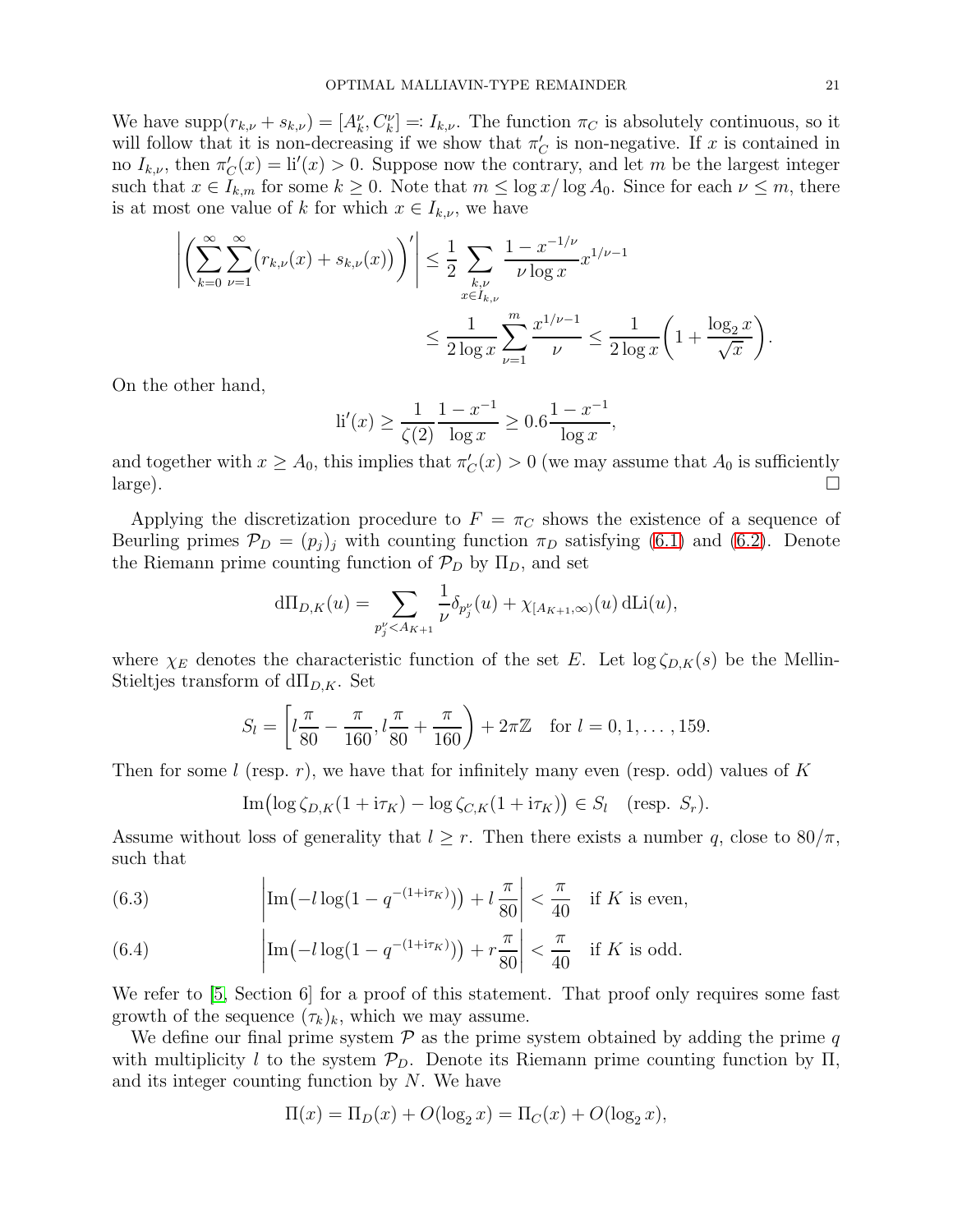We have $\operatorname{supp}(r_{k,\nu}+s_{k,\nu}) = [A_k^\nu, C_k^\nu] =: I_{k,\nu}$. The function $\pi_C$ is absolutely continuous, so it will follow that it is non-decreasing if we show that $\pi_C'$ is non-negative. If $x$ is contained in no $I_{k,\nu}$, then $\pi_C'(x) = \operatorname{li}'(x) > 0$. Suppose now the contrary, and let $m$ be the largest integer such that $x \in I_{k,m}$ for some $k \geq 0$. Note that $m \leq \log x / \log A_0$. Since for each $\nu \leq m$, there is at most one value of $k$ for which $x \in I_{k,\nu}$, we have

$$\left| \biggl( \sum_{k=0}^{\infty} \sum_{\nu=1}^{\infty} \bigl( r_{k,\nu}(x) + s_{k,\nu}(x) \bigr) \biggr)' \right| \leq \frac{1}{2} \sum_{\substack{k,\nu \\ x \in I_{k,\nu}}} \frac{1 - x^{-1/\nu}}{\nu \log x} x^{1/\nu - 1}$$
$$\leq \frac{1}{2\log x} \sum_{\nu=1}^{m} \frac{x^{1/\nu - 1}}{\nu} \leq \frac{1}{2\log x}\biggl( 1 + \frac{\log_2 x}{\sqrt{x}} \biggr).$$

On the other hand,

$$\operatorname{li}'(x) \geq \frac{1}{\zeta(2)} \frac{1 - x^{-1}}{\log x} \geq 0.6 \frac{1 - x^{-1}}{\log x},$$

and together with $x \geq A_0$, this implies that $\pi_C'(x) > 0$ (we may assume that $A_0$ is sufficiently large). $\square$

Applying the discretization procedure to $F = \pi_C$ shows the existence of a sequence of Beurling primes $\mathcal{P}_D = (p_j)_j$ with counting function $\pi_D$ satisfying (6.1) and (6.2). Denote the Riemann prime counting function of $\mathcal{P}_D$ by $\Pi_D$, and set

$$\mathrm{d}\Pi_{D,K}(u) = \sum_{p_j^\nu < A_{K+1}} \frac{1}{\nu} \delta_{p_j^\nu}(u) + \chi_{[A_{K+1}, \infty)}(u) \, \mathrm{d}\mathrm{Li}(u),$$

where $\chi_E$ denotes the characteristic function of the set $E$. Let $\log \zeta_{D,K}(s)$ be the Mellin-Stieltjes transform of $\mathrm{d}\Pi_{D,K}$. Set

$$S_l = \biggl[ l\frac{\pi}{80} - \frac{\pi}{160}, l\frac{\pi}{80} + \frac{\pi}{160} \biggr) + 2\pi\mathbb{Z} \quad \text{for } l = 0, 1, \dots, 159.$$

Then for some $l$ (resp. $r$), we have that for infinitely many even (resp. odd) values of $K$

$$\operatorname{Im}\bigl( \log \zeta_{D,K}(1 + \mathrm{i}\tau_K) - \log \zeta_{C,K}(1 + \mathrm{i}\tau_K) \bigr) \in S_l \quad \text{(resp. } S_r).$$

Assume without loss of generality that $l \geq r$. Then there exists a number $q$, close to $80/\pi$, such that

$$\left| \operatorname{Im}\bigl( -l \log(1 - q^{-(1+\mathrm{i}\tau_K)}) \bigr) + l\frac{\pi}{80} \right| < \frac{\pi}{40} \quad \text{if } K \text{ is even,} \tag{6.3}$$

$$\left| \operatorname{Im}\bigl( -l \log(1 - q^{-(1+\mathrm{i}\tau_K)}) \bigr) + r\frac{\pi}{80} \right| < \frac{\pi}{40} \quad \text{if } K \text{ is odd.} \tag{6.4}$$

We refer to [5, Section 6] for a proof of this statement. That proof only requires some fast growth of the sequence $(\tau_k)_k$, which we may assume.

We define our final prime system $\mathcal{P}$ as the prime system obtained by adding the prime $q$ with multiplicity $l$ to the system $\mathcal{P}_D$. Denote its Riemann prime counting function by $\Pi$, and its integer counting function by $N$. We have

$$\Pi(x) = \Pi_D(x) + O(\log_2 x) = \Pi_C(x) + O(\log_2 x),$$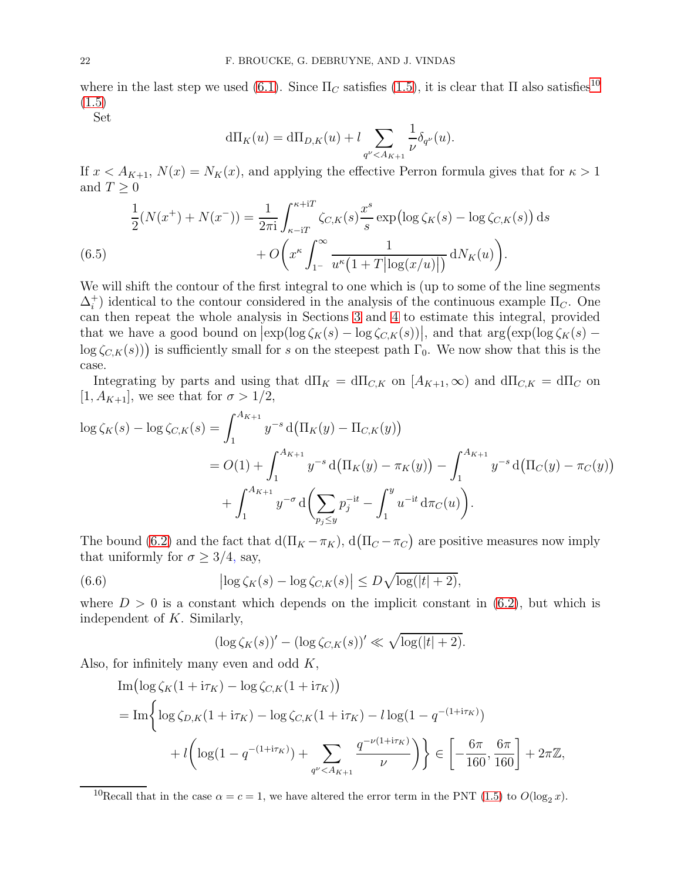where in the last step we used (6.1). Since $\Pi_C$ satisfies (1.5), it is clear that $\Pi$ also satisfies[10] (1.5)

Set

$$\mathrm{d}\Pi_K(u) = \mathrm{d}\Pi_{D,K}(u) + l \sum_{q^\nu < A_{K+1}} \frac{1}{\nu}\delta_{q^\nu}(u).$$

If $x < A_{K+1}$, $N(x) = N_K(x)$, and applying the effective Perron formula gives that for $\kappa > 1$ and $T \geq 0$

$$\begin{aligned}
\frac{1}{2}(N(x^+) + N(x^-)) &= \frac{1}{2\pi\mathrm{i}} \int_{\kappa - \mathrm{i}T}^{\kappa + \mathrm{i}T} \zeta_{C,K}(s) \frac{x^s}{s} \exp\bigl(\log \zeta_K(s) - \log \zeta_{C,K}(s)\bigr)\,\mathrm{d}s \\
&\quad + O\biggl(x^\kappa \int_{1^-}^{\infty} \frac{1}{u^\kappa\bigl(1 + T\bigl|\log(x/u)\bigr|\bigr)}\,\mathrm{d}N_K(u)\biggr). \qquad (6.5)
\end{aligned}$$

We will shift the contour of the first integral to one which is (up to some of the line segments $\Delta_i^+$) identical to the contour considered in the analysis of the continuous example $\Pi_C$. One can then repeat the whole analysis in Sections 3 and 4 to estimate this integral, provided that we have a good bound on $\bigl|\exp(\log \zeta_K(s) - \log \zeta_{C,K}(s))\bigr|$, and that $\arg\bigl(\exp(\log \zeta_K(s) - \log \zeta_{C,K}(s))\bigr)$ is sufficiently small for $s$ on the steepest path $\Gamma_0$. We now show that this is the case.

Integrating by parts and using that $\mathrm{d}\Pi_K = \mathrm{d}\Pi_{C,K}$ on $[A_{K+1}, \infty)$ and $\mathrm{d}\Pi_{C,K} = \mathrm{d}\Pi_C$ on $[1, A_{K+1}]$, we see that for $\sigma > 1/2$,

$$\begin{aligned}
\log \zeta_K(s) - \log \zeta_{C,K}(s) &= \int_1^{A_{K+1}} y^{-s}\,\mathrm{d}\bigl(\Pi_K(y) - \Pi_{C,K}(y)\bigr) \\
&= O(1) + \int_1^{A_{K+1}} y^{-s}\,\mathrm{d}\bigl(\Pi_K(y) - \pi_K(y)\bigr) - \int_1^{A_{K+1}} y^{-s}\,\mathrm{d}\bigl(\Pi_C(y) - \pi_C(y)\bigr) \\
&\quad + \int_1^{A_{K+1}} y^{-\sigma}\,\mathrm{d}\biggl(\sum_{p_j \leq y} p_j^{-\mathrm{i}t} - \int_1^y u^{-\mathrm{i}t}\,\mathrm{d}\pi_C(u)\biggr).
\end{aligned}$$

The bound (6.2) and the fact that $\mathrm{d}(\Pi_K - \pi_K)$, $\mathrm{d}\bigl(\Pi_C - \pi_C\bigr)$ are positive measures now imply that uniformly for $\sigma \geq 3/4$, say,

$$\bigl|\log \zeta_K(s) - \log \zeta_{C,K}(s)\bigr| \leq D\sqrt{\log(|t| + 2)}, \qquad (6.6)$$

where $D > 0$ is a constant which depends on the implicit constant in (6.2), but which is independent of $K$. Similarly,

$$(\log \zeta_K(s))' - (\log \zeta_{C,K}(s))' \ll \sqrt{\log(|t| + 2)}.$$

Also, for infinitely many even and odd $K$,

$$\begin{aligned}
&\operatorname{Im}\bigl(\log \zeta_K(1 + \mathrm{i}\tau_K) - \log \zeta_{C,K}(1 + \mathrm{i}\tau_K)\bigr) \\
&= \operatorname{Im}\biggl\{\log \zeta_{D,K}(1 + \mathrm{i}\tau_K) - \log \zeta_{C,K}(1 + \mathrm{i}\tau_K) - l\log(1 - q^{-(1+\mathrm{i}\tau_K)}) \\
&\qquad + l\biggl(\log(1 - q^{-(1+\mathrm{i}\tau_K)}) + \sum_{q^\nu < A_{K+1}} \frac{q^{-\nu(1+\mathrm{i}\tau_K)}}{\nu}\biggr)\biggr\} \in \biggl[-\frac{6\pi}{160}, \frac{6\pi}{160}\biggr] + 2\pi\mathbb{Z},
\end{aligned}$$

[10] Recall that in the case $\alpha = c = 1$, we have altered the error term in the PNT (1.5) to $O(\log_2 x)$.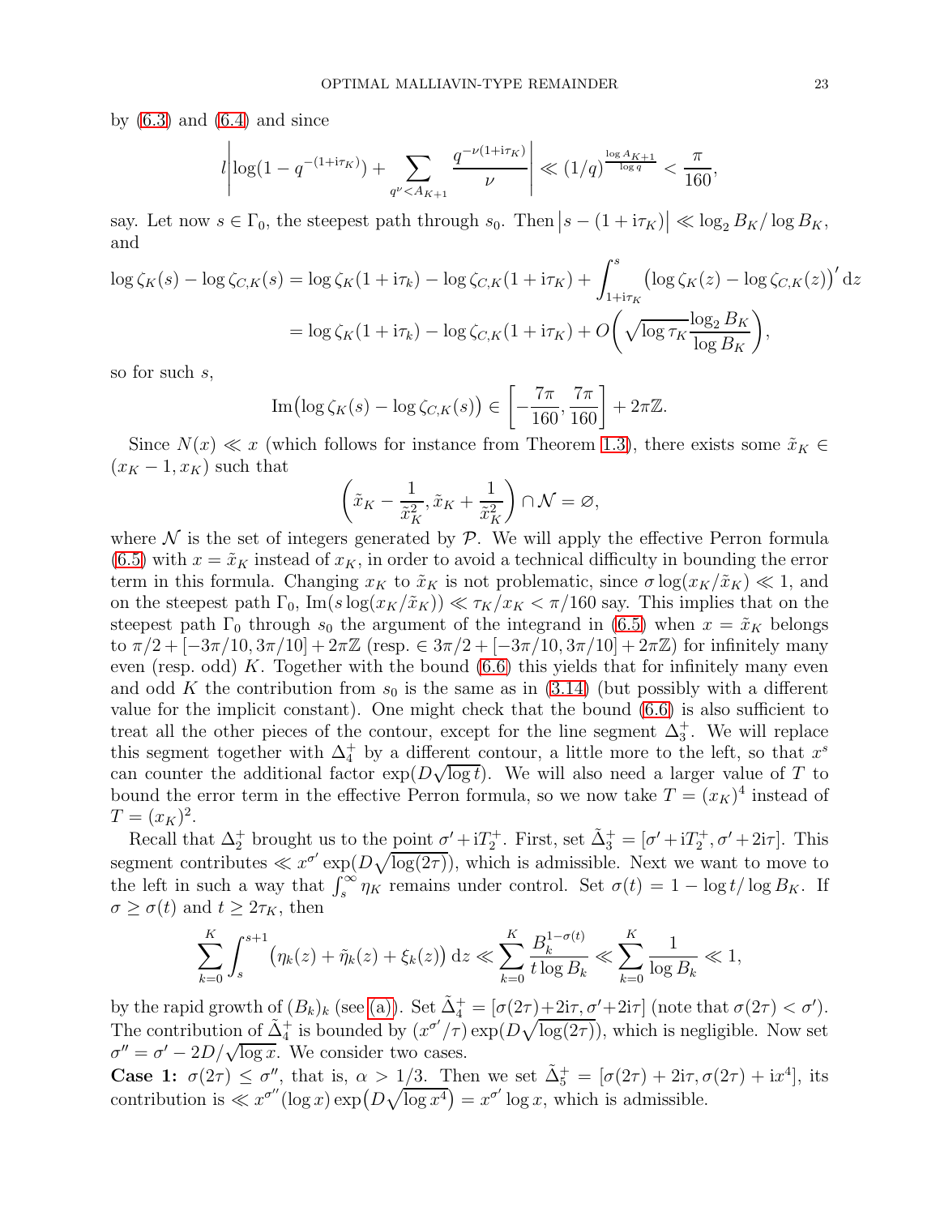by (6.3) and (6.4) and since

$$l\left|\log(1-q^{-(1+\mathrm{i}\tau_K)}) + \sum_{q^\nu < A_{K+1}} \frac{q^{-\nu(1+\mathrm{i}\tau_K)}}{\nu}\right| \ll (1/q)^{\frac{\log A_{K+1}}{\log q}} < \frac{\pi}{160},$$

say. Let now $s \in \Gamma_0$, the steepest path through $s_0$. Then $|s-(1+\mathrm{i}\tau_K)| \ll \log_2 B_K/\log B_K$, and

$$\begin{aligned}\log\zeta_K(s) - \log\zeta_{C,K}(s) &= \log\zeta_K(1+\mathrm{i}\tau_k) - \log\zeta_{C,K}(1+\mathrm{i}\tau_K) + \int_{1+\mathrm{i}\tau_K}^{s} \big(\log\zeta_K(z) - \log\zeta_{C,K}(z)\big)'\,\mathrm{d}z \\ &= \log\zeta_K(1+\mathrm{i}\tau_k) - \log\zeta_{C,K}(1+\mathrm{i}\tau_K) + O\bigg(\sqrt{\log\tau_K}\frac{\log_2 B_K}{\log B_K}\bigg),\end{aligned}$$

so for such $s$,

$$\operatorname{Im}\big(\log\zeta_K(s) - \log\zeta_{C,K}(s)\big) \in \left[-\frac{7\pi}{160}, \frac{7\pi}{160}\right] + 2\pi\mathbb{Z}.$$

Since $N(x) \ll x$ (which follows for instance from Theorem 1.3), there exists some $\tilde{x}_K \in (x_K - 1, x_K)$ such that

$$\left(\tilde{x}_K - \frac{1}{\tilde{x}_K^2}, \tilde{x}_K + \frac{1}{\tilde{x}_K^2}\right) \cap \mathcal{N} = \varnothing,$$

where $\mathcal{N}$ is the set of integers generated by $\mathcal{P}$. We will apply the effective Perron formula (6.5) with $x = \tilde{x}_K$ instead of $x_K$, in order to avoid a technical difficulty in bounding the error term in this formula. Changing $x_K$ to $\tilde{x}_K$ is not problematic, since $\sigma\log(x_K/\tilde{x}_K) \ll 1$, and on the steepest path $\Gamma_0$, $\operatorname{Im}(s\log(x_K/\tilde{x}_K)) \ll \tau_K/x_K < \pi/160$ say. This implies that on the steepest path $\Gamma_0$ through $s_0$ the argument of the integrand in (6.5) when $x = \tilde{x}_K$ belongs to $\pi/2 + [-3\pi/10, 3\pi/10] + 2\pi\mathbb{Z}$ (resp. $\in 3\pi/2 + [-3\pi/10, 3\pi/10] + 2\pi\mathbb{Z}$) for infinitely many even (resp. odd) $K$. Together with the bound (6.6) this yields that for infinitely many even and odd $K$ the contribution from $s_0$ is the same as in (3.14) (but possibly with a different value for the implicit constant). One might check that the bound (6.6) is also sufficient to treat all the other pieces of the contour, except for the line segment $\Delta_3^+$. We will replace this segment together with $\Delta_4^+$ by a different contour, a little more to the left, so that $x^s$ can counter the additional factor $\exp(D\sqrt{\log t})$. We will also need a larger value of $T$ to bound the error term in the effective Perron formula, so we now take $T = (x_K)^4$ instead of $T = (x_K)^2$.

Recall that $\Delta_2^+$ brought us to the point $\sigma' + \mathrm{i}T_2^+$. First, set $\tilde{\Delta}_3^+ = [\sigma' + \mathrm{i}T_2^+, \sigma' + 2\mathrm{i}\tau]$. This segment contributes $\ll x^{\sigma'}\exp(D\sqrt{\log(2\tau)})$, which is admissible. Next we want to move to the left in such a way that $\int_s^\infty \eta_K$ remains under control. Set $\sigma(t) = 1 - \log t/\log B_K$. If $\sigma \geq \sigma(t)$ and $t \geq 2\tau_K$, then

$$\sum_{k=0}^{K}\int_s^{s+1}\big(\eta_k(z) + \tilde{\eta}_k(z) + \xi_k(z)\big)\,\mathrm{d}z \ll \sum_{k=0}^{K}\frac{B_k^{1-\sigma(t)}}{t\log B_k} \ll \sum_{k=0}^{K}\frac{1}{\log B_k} \ll 1,$$

by the rapid growth of $(B_k)_k$ (see (a)). Set $\tilde{\Delta}_4^+ = [\sigma(2\tau)+2\mathrm{i}\tau, \sigma'+2\mathrm{i}\tau]$ (note that $\sigma(2\tau) < \sigma'$). The contribution of $\tilde{\Delta}_4^+$ is bounded by $(x^{\sigma'}/\tau)\exp(D\sqrt{\log(2\tau)})$, which is negligible. Now set $\sigma'' = \sigma' - 2D/\sqrt{\log x}$. We consider two cases.

**Case 1:** $\sigma(2\tau) \leq \sigma''$, that is, $\alpha > 1/3$. Then we set $\tilde{\Delta}_5^+ = [\sigma(2\tau) + 2\mathrm{i}\tau, \sigma(2\tau) + \mathrm{i}x^4]$, its contribution is $\ll x^{\sigma''}(\log x)\exp\big(D\sqrt{\log x^4}\big) = x^{\sigma'}\log x$, which is admissible.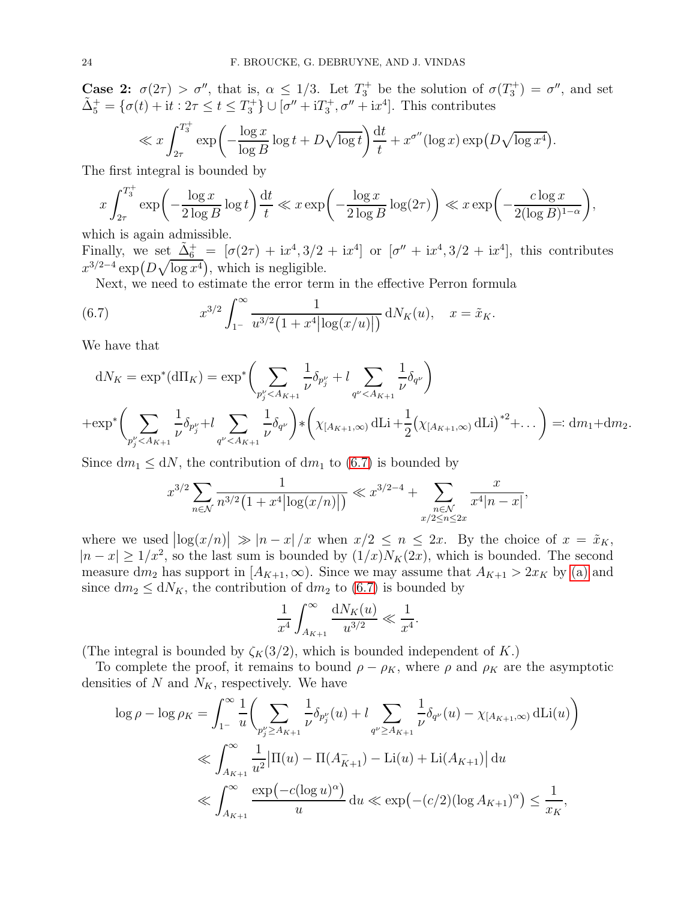**Case 2:** $\sigma(2\tau) > \sigma''$, that is, $\alpha \leq 1/3$. Let $T_3^+$ be the solution of $\sigma(T_3^+) = \sigma''$, and set $\tilde{\Delta}_5^+ = \{\sigma(t) + \mathrm{i}t : 2\tau \leq t \leq T_3^+\} \cup [\sigma'' + \mathrm{i}T_3^+, \sigma'' + \mathrm{i}x^4]$. This contributes

$$\ll x \int_{2\tau}^{T_3^+} \exp\Big(-\frac{\log x}{\log B}\log t + D\sqrt{\log t}\Big)\frac{\mathrm{d}t}{t} + x^{\sigma''}(\log x)\exp\big(D\sqrt{\log x^4}\big).$$

The first integral is bounded by

$$x\int_{2\tau}^{T_3^+} \exp\Big(-\frac{\log x}{2\log B}\log t\Big)\frac{\mathrm{d}t}{t} \ll x\exp\Big(-\frac{\log x}{2\log B}\log(2\tau)\Big) \ll x\exp\Big(-\frac{c\log x}{2(\log B)^{1-\alpha}}\Big),$$

which is again admissible.

Finally, we set $\tilde{\Delta}_6^+ = [\sigma(2\tau) + \mathrm{i}x^4, 3/2 + \mathrm{i}x^4]$ or $[\sigma'' + \mathrm{i}x^4, 3/2 + \mathrm{i}x^4]$, this contributes $x^{3/2-4}\exp\big(D\sqrt{\log x^4}\big)$, which is negligible.

Next, we need to estimate the error term in the effective Perron formula

$$x^{3/2}\int_{1^-}^{\infty} \frac{1}{u^{3/2}\big(1 + x^4\big|\log(x/u)\big|\big)}\,\mathrm{d}N_K(u), \quad x = \tilde{x}_K. \tag{6.7}$$

We have that

$$\mathrm{d}N_K = \exp^*(\mathrm{d}\Pi_K) = \exp^*\Big(\sum_{p_j^\nu < A_{K+1}} \frac{1}{\nu}\delta_{p_j^\nu} + l\sum_{q^\nu < A_{K+1}}\frac{1}{\nu}\delta_{q^\nu}\Big)$$

$$+\exp^*\Big(\sum_{p_j^\nu < A_{K+1}} \frac{1}{\nu}\delta_{p_j^\nu} + l\sum_{q^\nu < A_{K+1}}\frac{1}{\nu}\delta_{q^\nu}\Big) * \Big(\chi_{[A_{K+1},\infty)}\,\mathrm{dLi} + \frac{1}{2}\big(\chi_{[A_{K+1},\infty)}\,\mathrm{dLi}\big)^{*2} + \dots\Big) =: \mathrm{d}m_1 + \mathrm{d}m_2.$$

Since $\mathrm{d}m_1 \leq \mathrm{d}N$, the contribution of $\mathrm{d}m_1$ to (6.7) is bounded by

$$x^{3/2}\sum_{n\in\mathcal{N}} \frac{1}{n^{3/2}\big(1 + x^4\big|\log(x/n)\big|\big)} \ll x^{3/2-4} + \sum_{\substack{n\in\mathcal{N}\\ x/2\leq n\leq 2x}} \frac{x}{x^4|n-x|},$$

where we used $\big|\log(x/n)\big| \gg |n-x|/x$ when $x/2 \leq n \leq 2x$. By the choice of $x = \tilde{x}_K$, $|n - x| \geq 1/x^2$, so the last sum is bounded by $(1/x)N_K(2x)$, which is bounded. The second measure $\mathrm{d}m_2$ has support in $[A_{K+1}, \infty)$. Since we may assume that $A_{K+1} > 2x_K$ by (a) and since $\mathrm{d}m_2 \leq \mathrm{d}N_K$, the contribution of $\mathrm{d}m_2$ to (6.7) is bounded by

$$\frac{1}{x^4}\int_{A_{K+1}}^{\infty}\frac{\mathrm{d}N_K(u)}{u^{3/2}} \ll \frac{1}{x^4}.$$

(The integral is bounded by $\zeta_K(3/2)$, which is bounded independent of $K$.)

To complete the proof, it remains to bound $\rho - \rho_K$, where $\rho$ and $\rho_K$ are the asymptotic densities of $N$ and $N_K$, respectively. We have

$$\begin{aligned}
\log\rho - \log\rho_K &= \int_{1^-}^{\infty}\frac{1}{u}\Big(\sum_{p_j^\nu \geq A_{K+1}}\frac{1}{\nu}\delta_{p_j^\nu}(u) + l\sum_{q^\nu\geq A_{K+1}}\frac{1}{\nu}\delta_{q^\nu}(u) - \chi_{[A_{K+1},\infty)}\,\mathrm{dLi}(u)\Big)\\
&\ll \int_{A_{K+1}}^{\infty}\frac{1}{u^2}\big|\Pi(u) - \Pi(A_{K+1}^-) - \mathrm{Li}(u) + \mathrm{Li}(A_{K+1})\big|\,\mathrm{d}u\\
&\ll \int_{A_{K+1}}^{\infty}\frac{\exp\big(-c(\log u)^\alpha\big)}{u}\,\mathrm{d}u \ll \exp\big(-(c/2)(\log A_{K+1})^\alpha\big) \leq \frac{1}{x_K},
\end{aligned}$$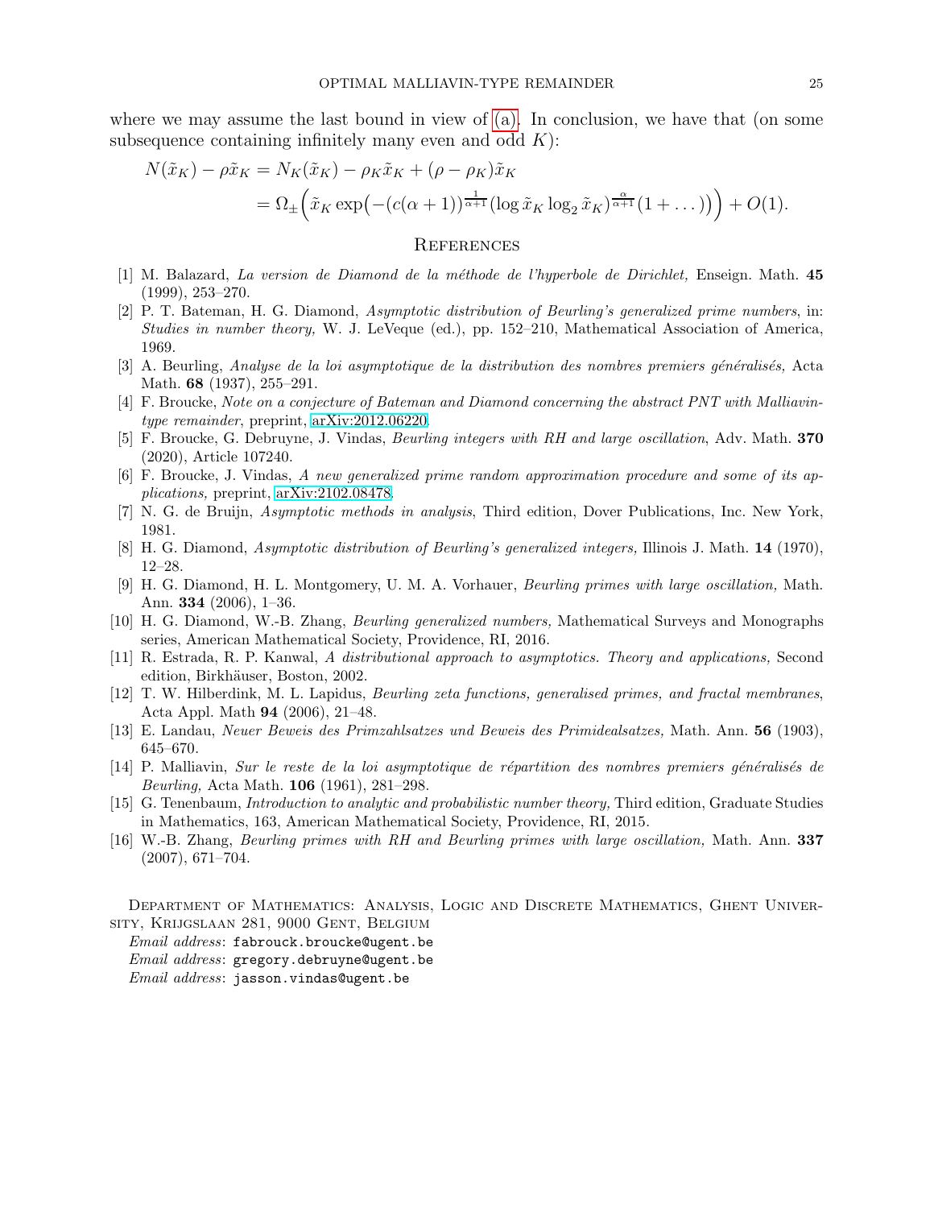where we may assume the last bound in view of (a). In conclusion, we have that (on some subsequence containing infinitely many even and odd $K$):

$$
\begin{aligned}
N(\tilde{x}_K) - \rho\tilde{x}_K &= N_K(\tilde{x}_K) - \rho_K\tilde{x}_K + (\rho - \rho_K)\tilde{x}_K \\
&= \Omega_{\pm}\Big(\tilde{x}_K \exp\big(-(c(\alpha+1))^{\frac{1}{\alpha+1}}(\log \tilde{x}_K \log_2 \tilde{x}_K)^{\frac{\alpha}{\alpha+1}}(1+\dots)\big)\Big) + O(1).
\end{aligned}
$$

## References

[1] M. Balazard, *La version de Diamond de la méthode de l'hyperbole de Dirichlet,* Enseign. Math. **45** (1999), 253–270.

[2] P. T. Bateman, H. G. Diamond, *Asymptotic distribution of Beurling's generalized prime numbers*, in: *Studies in number theory,* W. J. LeVeque (ed.), pp. 152–210, Mathematical Association of America, 1969.

[3] A. Beurling, *Analyse de la loi asymptotique de la distribution des nombres premiers généralisés,* Acta Math. **68** (1937), 255–291.

[4] F. Broucke, *Note on a conjecture of Bateman and Diamond concerning the abstract PNT with Malliavin-type remainder*, preprint, arXiv:2012.06220.

[5] F. Broucke, G. Debruyne, J. Vindas, *Beurling integers with RH and large oscillation*, Adv. Math. **370** (2020), Article 107240.

[6] F. Broucke, J. Vindas, *A new generalized prime random approximation procedure and some of its applications,* preprint, arXiv:2102.08478.

[7] N. G. de Bruijn, *Asymptotic methods in analysis*, Third edition, Dover Publications, Inc. New York, 1981.

[8] H. G. Diamond, *Asymptotic distribution of Beurling's generalized integers,* Illinois J. Math. **14** (1970), 12–28.

[9] H. G. Diamond, H. L. Montgomery, U. M. A. Vorhauer, *Beurling primes with large oscillation,* Math. Ann. **334** (2006), 1–36.

[10] H. G. Diamond, W.-B. Zhang, *Beurling generalized numbers,* Mathematical Surveys and Monographs series, American Mathematical Society, Providence, RI, 2016.

[11] R. Estrada, R. P. Kanwal, *A distributional approach to asymptotics. Theory and applications,* Second edition, Birkhäuser, Boston, 2002.

[12] T. W. Hilberdink, M. L. Lapidus, *Beurling zeta functions, generalised primes, and fractal membranes*, Acta Appl. Math **94** (2006), 21–48.

[13] E. Landau, *Neuer Beweis des Primzahlsatzes und Beweis des Primidealsatzes,* Math. Ann. **56** (1903), 645–670.

[14] P. Malliavin, *Sur le reste de la loi asymptotique de répartition des nombres premiers généralisés de Beurling,* Acta Math. **106** (1961), 281–298.

[15] G. Tenenbaum, *Introduction to analytic and probabilistic number theory,* Third edition, Graduate Studies in Mathematics, 163, American Mathematical Society, Providence, RI, 2015.

[16] W.-B. Zhang, *Beurling primes with RH and Beurling primes with large oscillation,* Math. Ann. **337** (2007), 671–704.

Department of Mathematics: Analysis, Logic and Discrete Mathematics, Ghent University, Krijgslaan 281, 9000 Gent, Belgium

*Email address*: fabrouck.broucke@ugent.be

*Email address*: gregory.debruyne@ugent.be

*Email address*: jasson.vindas@ugent.be